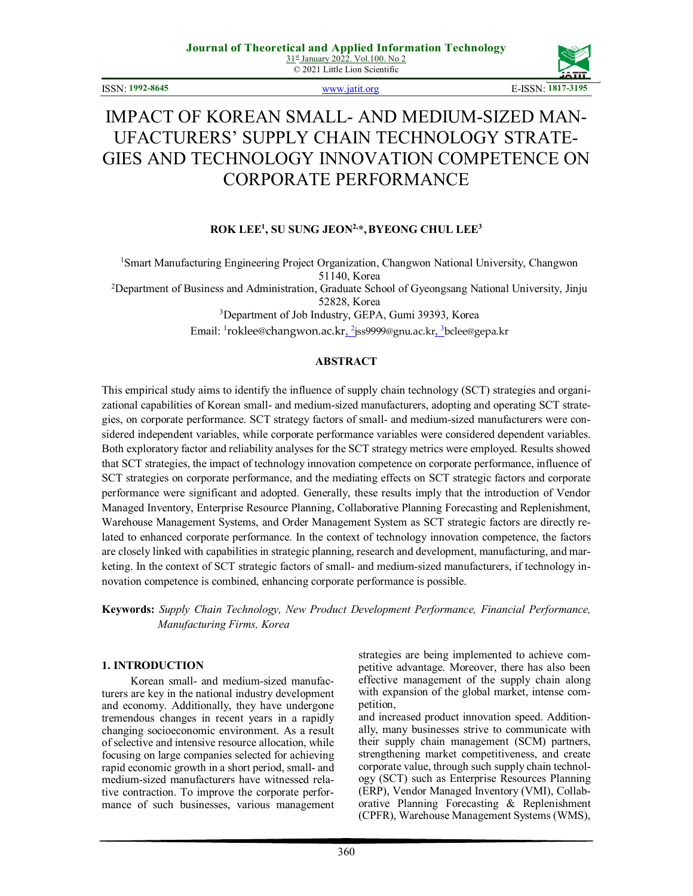# IMPACT OF KOREAN SMALL- AND MEDIUM-SIZED MANUFACTURERS' SUPPLY CHAIN TECHNOLOGY STRATEGIES AND TECHNOLOGY INNOVATION COMPETENCE ON CORPORATE PERFORMANCE

**ROK LEE[1], SU SUNG JEON[2,*], BYEONG CHUL LEE[3]**

[1]Smart Manufacturing Engineering Project Organization, Changwon National University, Changwon 51140, Korea

[2]Department of Business and Administration, Graduate School of Gyeongsang National University, Jinju 52828, Korea

[3]Department of Job Industry, GEPA, Gumi 39393, Korea

Email: [1]roklee@changwon.ac.kr, [2]jss9999@gnu.ac.kr, [3]bclee@gepa.kr

## ABSTRACT

This empirical study aims to identify the influence of supply chain technology (SCT) strategies and organizational capabilities of Korean small- and medium-sized manufacturers, adopting and operating SCT strategies, on corporate performance. SCT strategy factors of small- and medium-sized manufacturers were considered independent variables, while corporate performance variables were considered dependent variables. Both exploratory factor and reliability analyses for the SCT strategy metrics were employed. Results showed that SCT strategies, the impact of technology innovation competence on corporate performance, influence of SCT strategies on corporate performance, and the mediating effects on SCT strategic factors and corporate performance were significant and adopted. Generally, these results imply that the introduction of Vendor Managed Inventory, Enterprise Resource Planning, Collaborative Planning Forecasting and Replenishment, Warehouse Management Systems, and Order Management System as SCT strategic factors are directly related to enhanced corporate performance. In the context of technology innovation competence, the factors are closely linked with capabilities in strategic planning, research and development, manufacturing, and marketing. In the context of SCT strategic factors of small- and medium-sized manufacturers, if technology innovation competence is combined, enhancing corporate performance is possible.

**Keywords:** *Supply Chain Technology, New Product Development Performance, Financial Performance, Manufacturing Firms, Korea*

## 1. INTRODUCTION

Korean small- and medium-sized manufacturers are key in the national industry development and economy. Additionally, they have undergone tremendous changes in recent years in a rapidly changing socioeconomic environment. As a result of selective and intensive resource allocation, while focusing on large companies selected for achieving rapid economic growth in a short period, small- and medium-sized manufacturers have witnessed relative contraction. To improve the corporate performance of such businesses, various management strategies are being implemented to achieve competitive advantage. Moreover, there has also been effective management of the supply chain along with expansion of the global market, intense competition,

and increased product innovation speed. Additionally, many businesses strive to communicate with their supply chain management (SCM) partners, strengthening market competitiveness, and create corporate value, through such supply chain technology (SCT) such as Enterprise Resources Planning (ERP), Vendor Managed Inventory (VMI), Collaborative Planning Forecasting & Replenishment (CPFR), Warehouse Management Systems (WMS),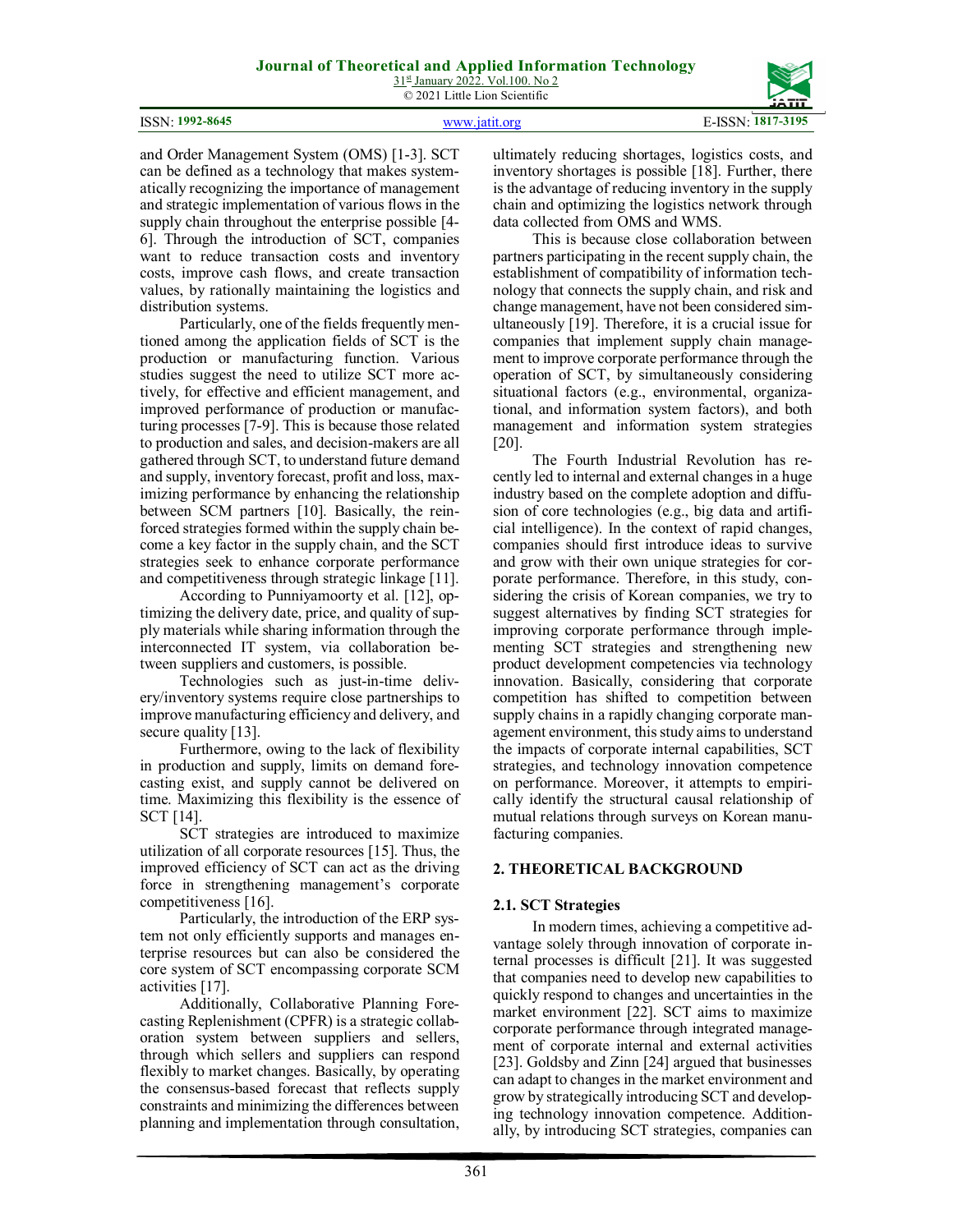and Order Management System (OMS) [1-3]. SCT can be defined as a technology that makes systematically recognizing the importance of management and strategic implementation of various flows in the supply chain throughout the enterprise possible [4-6]. Through the introduction of SCT, companies want to reduce transaction costs and inventory costs, improve cash flows, and create transaction values, by rationally maintaining the logistics and distribution systems.

Particularly, one of the fields frequently mentioned among the application fields of SCT is the production or manufacturing function. Various studies suggest the need to utilize SCT more actively, for effective and efficient management, and improved performance of production or manufacturing processes [7-9]. This is because those related to production and sales, and decision-makers are all gathered through SCT, to understand future demand and supply, inventory forecast, profit and loss, maximizing performance by enhancing the relationship between SCM partners [10]. Basically, the reinforced strategies formed within the supply chain become a key factor in the supply chain, and the SCT strategies seek to enhance corporate performance and competitiveness through strategic linkage [11].

According to Punniyamoorty et al. [12], optimizing the delivery date, price, and quality of supply materials while sharing information through the interconnected IT system, via collaboration between suppliers and customers, is possible.

Technologies such as just-in-time delivery/inventory systems require close partnerships to improve manufacturing efficiency and delivery, and secure quality [13].

Furthermore, owing to the lack of flexibility in production and supply, limits on demand forecasting exist, and supply cannot be delivered on time. Maximizing this flexibility is the essence of SCT [14].

SCT strategies are introduced to maximize utilization of all corporate resources [15]. Thus, the improved efficiency of SCT can act as the driving force in strengthening management's corporate competitiveness [16].

Particularly, the introduction of the ERP system not only efficiently supports and manages enterprise resources but can also be considered the core system of SCT encompassing corporate SCM activities [17].

Additionally, Collaborative Planning Forecasting Replenishment (CPFR) is a strategic collaboration system between suppliers and sellers, through which sellers and suppliers can respond flexibly to market changes. Basically, by operating the consensus-based forecast that reflects supply constraints and minimizing the differences between planning and implementation through consultation, ultimately reducing shortages, logistics costs, and inventory shortages is possible [18]. Further, there is the advantage of reducing inventory in the supply chain and optimizing the logistics network through data collected from OMS and WMS.

This is because close collaboration between partners participating in the recent supply chain, the establishment of compatibility of information technology that connects the supply chain, and risk and change management, have not been considered simultaneously [19]. Therefore, it is a crucial issue for companies that implement supply chain management to improve corporate performance through the operation of SCT, by simultaneously considering situational factors (e.g., environmental, organizational, and information system factors), and both management and information system strategies [20].

The Fourth Industrial Revolution has recently led to internal and external changes in a huge industry based on the complete adoption and diffusion of core technologies (e.g., big data and artificial intelligence). In the context of rapid changes, companies should first introduce ideas to survive and grow with their own unique strategies for corporate performance. Therefore, in this study, considering the crisis of Korean companies, we try to suggest alternatives by finding SCT strategies for improving corporate performance through implementing SCT strategies and strengthening new product development competencies via technology innovation. Basically, considering that corporate competition has shifted to competition between supply chains in a rapidly changing corporate management environment, this study aims to understand the impacts of corporate internal capabilities, SCT strategies, and technology innovation competence on performance. Moreover, it attempts to empirically identify the structural causal relationship of mutual relations through surveys on Korean manufacturing companies.

## 2. THEORETICAL BACKGROUND

### 2.1. SCT Strategies

In modern times, achieving a competitive advantage solely through innovation of corporate internal processes is difficult [21]. It was suggested that companies need to develop new capabilities to quickly respond to changes and uncertainties in the market environment [22]. SCT aims to maximize corporate performance through integrated management of corporate internal and external activities [23]. Goldsby and Zinn [24] argued that businesses can adapt to changes in the market environment and grow by strategically introducing SCT and developing technology innovation competence. Additionally, by introducing SCT strategies, companies can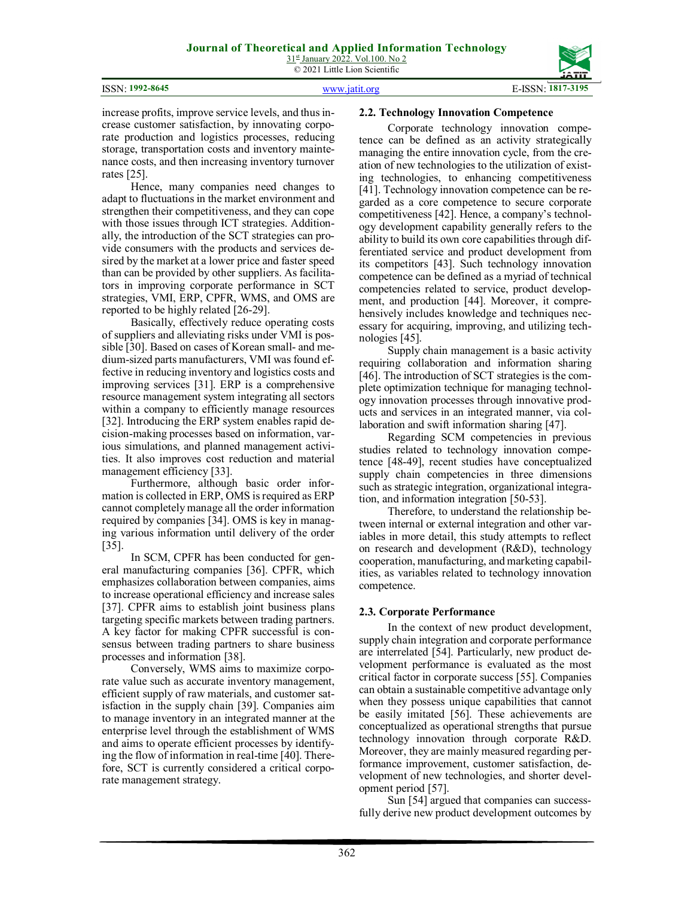increase profits, improve service levels, and thus increase customer satisfaction, by innovating corporate production and logistics processes, reducing storage, transportation costs and inventory maintenance costs, and then increasing inventory turnover rates [25].

Hence, many companies need changes to adapt to fluctuations in the market environment and strengthen their competitiveness, and they can cope with those issues through ICT strategies. Additionally, the introduction of the SCT strategies can provide consumers with the products and services desired by the market at a lower price and faster speed than can be provided by other suppliers. As facilitators in improving corporate performance in SCT strategies, VMI, ERP, CPFR, WMS, and OMS are reported to be highly related [26-29].

Basically, effectively reduce operating costs of suppliers and alleviating risks under VMI is possible [30]. Based on cases of Korean small- and medium-sized parts manufacturers, VMI was found effective in reducing inventory and logistics costs and improving services [31]. ERP is a comprehensive resource management system integrating all sectors within a company to efficiently manage resources [32]. Introducing the ERP system enables rapid decision-making processes based on information, various simulations, and planned management activities. It also improves cost reduction and material management efficiency [33].

Furthermore, although basic order information is collected in ERP, OMS is required as ERP cannot completely manage all the order information required by companies [34]. OMS is key in managing various information until delivery of the order [35].

In SCM, CPFR has been conducted for general manufacturing companies [36]. CPFR, which emphasizes collaboration between companies, aims to increase operational efficiency and increase sales [37]. CPFR aims to establish joint business plans targeting specific markets between trading partners. A key factor for making CPFR successful is consensus between trading partners to share business processes and information [38].

Conversely, WMS aims to maximize corporate value such as accurate inventory management, efficient supply of raw materials, and customer satisfaction in the supply chain [39]. Companies aim to manage inventory in an integrated manner at the enterprise level through the establishment of WMS and aims to operate efficient processes by identifying the flow of information in real-time [40]. Therefore, SCT is currently considered a critical corporate management strategy.

### 2.2. Technology Innovation Competence

Corporate technology innovation competence can be defined as an activity strategically managing the entire innovation cycle, from the creation of new technologies to the utilization of existing technologies, to enhancing competitiveness [41]. Technology innovation competence can be regarded as a core competence to secure corporate competitiveness [42]. Hence, a company's technology development capability generally refers to the ability to build its own core capabilities through differentiated service and product development from its competitors [43]. Such technology innovation competence can be defined as a myriad of technical competencies related to service, product development, and production [44]. Moreover, it comprehensively includes knowledge and techniques necessary for acquiring, improving, and utilizing technologies [45].

Supply chain management is a basic activity requiring collaboration and information sharing [46]. The introduction of SCT strategies is the complete optimization technique for managing technology innovation processes through innovative products and services in an integrated manner, via collaboration and swift information sharing [47].

Regarding SCM competencies in previous studies related to technology innovation competence [48-49], recent studies have conceptualized supply chain competencies in three dimensions such as strategic integration, organizational integration, and information integration [50-53].

Therefore, to understand the relationship between internal or external integration and other variables in more detail, this study attempts to reflect on research and development (R&D), technology cooperation, manufacturing, and marketing capabilities, as variables related to technology innovation competence.

### 2.3. Corporate Performance

In the context of new product development, supply chain integration and corporate performance are interrelated [54]. Particularly, new product development performance is evaluated as the most critical factor in corporate success [55]. Companies can obtain a sustainable competitive advantage only when they possess unique capabilities that cannot be easily imitated [56]. These achievements are conceptualized as operational strengths that pursue technology innovation through corporate R&D. Moreover, they are mainly measured regarding performance improvement, customer satisfaction, development of new technologies, and shorter development period [57].

Sun [54] argued that companies can successfully derive new product development outcomes by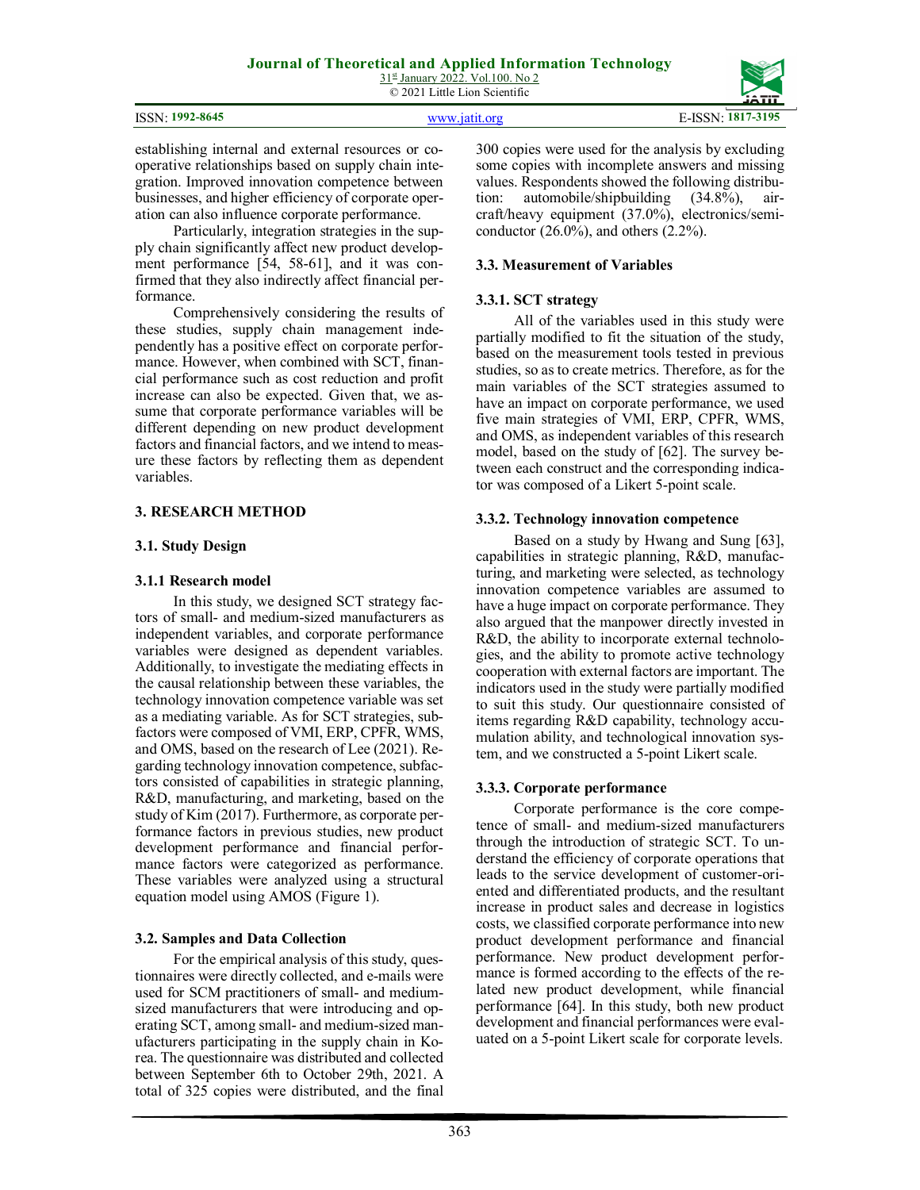establishing internal and external resources or cooperative relationships based on supply chain integration. Improved innovation competence between businesses, and higher efficiency of corporate operation can also influence corporate performance.

Particularly, integration strategies in the supply chain significantly affect new product development performance [54, 58-61], and it was confirmed that they also indirectly affect financial performance.

Comprehensively considering the results of these studies, supply chain management independently has a positive effect on corporate performance. However, when combined with SCT, financial performance such as cost reduction and profit increase can also be expected. Given that, we assume that corporate performance variables will be different depending on new product development factors and financial factors, and we intend to measure these factors by reflecting them as dependent variables.

## 3. RESEARCH METHOD

### 3.1. Study Design

#### 3.1.1 Research model

In this study, we designed SCT strategy factors of small- and medium-sized manufacturers as independent variables, and corporate performance variables were designed as dependent variables. Additionally, to investigate the mediating effects in the causal relationship between these variables, the technology innovation competence variable was set as a mediating variable. As for SCT strategies, subfactors were composed of VMI, ERP, CPFR, WMS, and OMS, based on the research of Lee (2021). Regarding technology innovation competence, subfactors consisted of capabilities in strategic planning, R&D, manufacturing, and marketing, based on the study of Kim (2017). Furthermore, as corporate performance factors in previous studies, new product development performance and financial performance factors were categorized as performance. These variables were analyzed using a structural equation model using AMOS (Figure 1).

### 3.2. Samples and Data Collection

For the empirical analysis of this study, questionnaires were directly collected, and e-mails were used for SCM practitioners of small- and medium-sized manufacturers that were introducing and operating SCT, among small- and medium-sized manufacturers participating in the supply chain in Korea. The questionnaire was distributed and collected between September 6th to October 29th, 2021. A total of 325 copies were distributed, and the final 300 copies were used for the analysis by excluding some copies with incomplete answers and missing values. Respondents showed the following distribution: automobile/shipbuilding (34.8%), aircraft/heavy equipment (37.0%), electronics/semiconductor (26.0%), and others (2.2%).

### 3.3. Measurement of Variables

#### 3.3.1. SCT strategy

All of the variables used in this study were partially modified to fit the situation of the study, based on the measurement tools tested in previous studies, so as to create metrics. Therefore, as for the main variables of the SCT strategies assumed to have an impact on corporate performance, we used five main strategies of VMI, ERP, CPFR, WMS, and OMS, as independent variables of this research model, based on the study of [62]. The survey between each construct and the corresponding indicator was composed of a Likert 5-point scale.

#### 3.3.2. Technology innovation competence

Based on a study by Hwang and Sung [63], capabilities in strategic planning, R&D, manufacturing, and marketing were selected, as technology innovation competence variables are assumed to have a huge impact on corporate performance. They also argued that the manpower directly invested in R&D, the ability to incorporate external technologies, and the ability to promote active technology cooperation with external factors are important. The indicators used in the study were partially modified to suit this study. Our questionnaire consisted of items regarding R&D capability, technology accumulation ability, and technological innovation system, and we constructed a 5-point Likert scale.

#### 3.3.3. Corporate performance

Corporate performance is the core competence of small- and medium-sized manufacturers through the introduction of strategic SCT. To understand the efficiency of corporate operations that leads to the service development of customer-oriented and differentiated products, and the resultant increase in product sales and decrease in logistics costs, we classified corporate performance into new product development performance and financial performance. New product development performance is formed according to the effects of the related new product development, while financial performance [64]. In this study, both new product development and financial performances were evaluated on a 5-point Likert scale for corporate levels.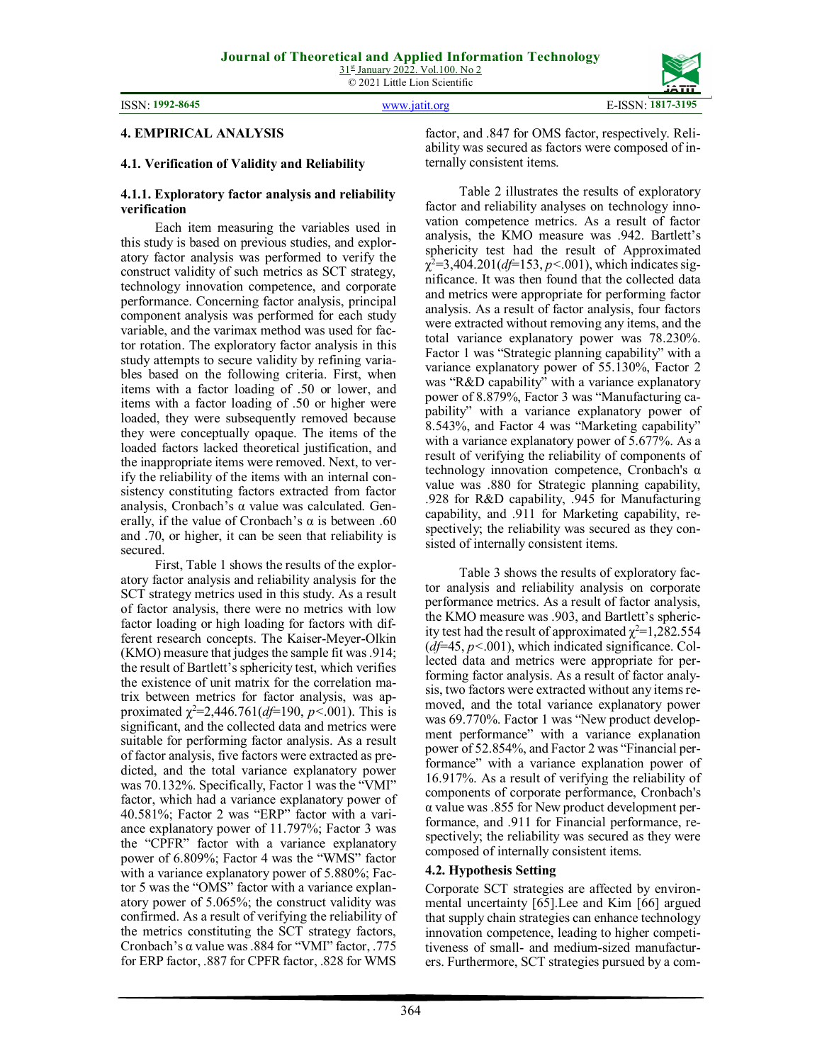## 4. EMPIRICAL ANALYSIS

### 4.1. Verification of Validity and Reliability

#### 4.1.1. Exploratory factor analysis and reliability verification

Each item measuring the variables used in this study is based on previous studies, and exploratory factor analysis was performed to verify the construct validity of such metrics as SCT strategy, technology innovation competence, and corporate performance. Concerning factor analysis, principal component analysis was performed for each study variable, and the varimax method was used for factor rotation. The exploratory factor analysis in this study attempts to secure validity by refining variables based on the following criteria. First, when items with a factor loading of .50 or lower, and items with a factor loading of .50 or higher were loaded, they were subsequently removed because they were conceptually opaque. The items of the loaded factors lacked theoretical justification, and the inappropriate items were removed. Next, to verify the reliability of the items with an internal consistency constituting factors extracted from factor analysis, Cronbach's α value was calculated. Generally, if the value of Cronbach's α is between .60 and .70, or higher, it can be seen that reliability is secured.

First, Table 1 shows the results of the exploratory factor analysis and reliability analysis for the SCT strategy metrics used in this study. As a result of factor analysis, there were no metrics with low factor loading or high loading for factors with different research concepts. The Kaiser-Meyer-Olkin (KMO) measure that judges the sample fit was .914; the result of Bartlett's sphericity test, which verifies the existence of unit matrix for the correlation matrix between metrics for factor analysis, was approximated $\chi^2$=2,446.761(*df*=190, $p$<.001). This is significant, and the collected data and metrics were suitable for performing factor analysis. As a result of factor analysis, five factors were extracted as predicted, and the total variance explanatory power was 70.132%. Specifically, Factor 1 was the "VMI" factor, which had a variance explanatory power of 40.581%; Factor 2 was "ERP" factor with a variance explanatory power of 11.797%; Factor 3 was the "CPFR" factor with a variance explanatory power of 6.809%; Factor 4 was the "WMS" factor with a variance explanatory power of 5.880%; Factor 5 was the "OMS" factor with a variance explanatory power of 5.065%; the construct validity was confirmed. As a result of verifying the reliability of the metrics constituting the SCT strategy factors, Cronbach's α value was .884 for "VMI" factor, .775 for ERP factor, .887 for CPFR factor, .828 for WMS factor, and .847 for OMS factor, respectively. Reliability was secured as factors were composed of internally consistent items.

Table 2 illustrates the results of exploratory factor and reliability analyses on technology innovation competence metrics. As a result of factor analysis, the KMO measure was .942. Bartlett's sphericity test had the result of Approximated $\chi^2$=3,404.201(*df*=153, $p$<.001), which indicates significance. It was then found that the collected data and metrics were appropriate for performing factor analysis. As a result of factor analysis, four factors were extracted without removing any items, and the total variance explanatory power was 78.230%. Factor 1 was "Strategic planning capability" with a variance explanatory power of 55.130%, Factor 2 was "R&D capability" with a variance explanatory power of 8.879%, Factor 3 was "Manufacturing capability" with a variance explanatory power of 8.543%, and Factor 4 was "Marketing capability" with a variance explanatory power of 5.677%. As a result of verifying the reliability of components of technology innovation competence, Cronbach's α value was .880 for Strategic planning capability, .928 for R&D capability, .945 for Manufacturing capability, and .911 for Marketing capability, respectively; the reliability was secured as they consisted of internally consistent items.

Table 3 shows the results of exploratory factor analysis and reliability analysis on corporate performance metrics. As a result of factor analysis, the KMO measure was .903, and Bartlett's sphericity test had the result of approximated $\chi^2$=1,282.554 (*df*=45, $p$<.001), which indicated significance. Collected data and metrics were appropriate for performing factor analysis. As a result of factor analysis, two factors were extracted without any items removed, and the total variance explanatory power was 69.770%. Factor 1 was "New product development performance" with a variance explanation power of 52.854%, and Factor 2 was "Financial performance" with a variance explanation power of 16.917%. As a result of verifying the reliability of components of corporate performance, Cronbach's α value was .855 for New product development performance, and .911 for Financial performance, respectively; the reliability was secured as they were composed of internally consistent items.

### 4.2. Hypothesis Setting

Corporate SCT strategies are affected by environmental uncertainty [65].Lee and Kim [66] argued that supply chain strategies can enhance technology innovation competence, leading to higher competitiveness of small- and medium-sized manufacturers. Furthermore, SCT strategies pursued by a com-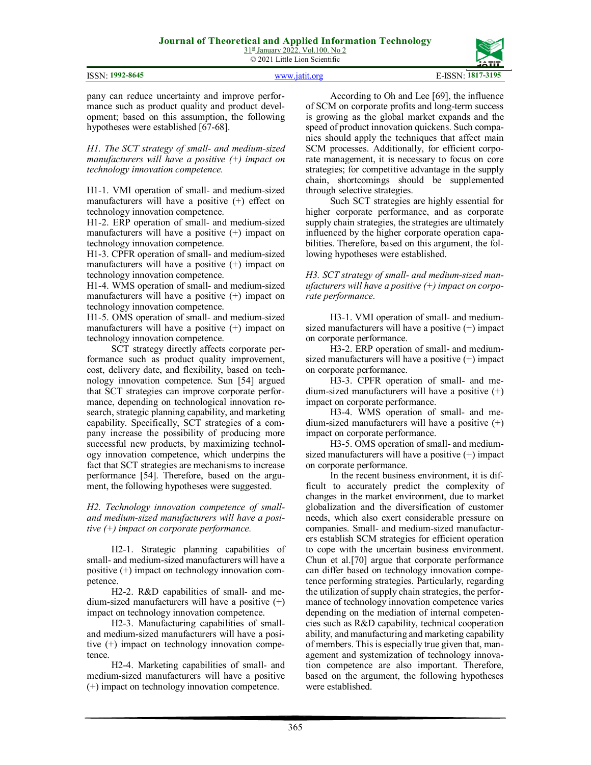pany can reduce uncertainty and improve performance such as product quality and product development; based on this assumption, the following hypotheses were established [67-68].

*H1. The SCT strategy of small- and medium-sized manufacturers will have a positive (+) impact on technology innovation competence.*

H1-1. VMI operation of small- and medium-sized manufacturers will have a positive (+) effect on technology innovation competence.
H1-2. ERP operation of small- and medium-sized manufacturers will have a positive (+) impact on technology innovation competence.
H1-3. CPFR operation of small- and medium-sized manufacturers will have a positive (+) impact on technology innovation competence.
H1-4. WMS operation of small- and medium-sized manufacturers will have a positive (+) impact on technology innovation competence.
H1-5. OMS operation of small- and medium-sized manufacturers will have a positive (+) impact on technology innovation competence.

SCT strategy directly affects corporate performance such as product quality improvement, cost, delivery date, and flexibility, based on technology innovation competence. Sun [54] argued that SCT strategies can improve corporate performance, depending on technological innovation research, strategic planning capability, and marketing capability. Specifically, SCT strategies of a company increase the possibility of producing more successful new products, by maximizing technology innovation competence, which underpins the fact that SCT strategies are mechanisms to increase performance [54]. Therefore, based on the argument, the following hypotheses were suggested.

*H2. Technology innovation competence of small- and medium-sized manufacturers will have a positive (+) impact on corporate performance.*

H2-1. Strategic planning capabilities of small- and medium-sized manufacturers will have a positive (+) impact on technology innovation competence.

H2-2. R&D capabilities of small- and medium-sized manufacturers will have a positive (+) impact on technology innovation competence.

H2-3. Manufacturing capabilities of small- and medium-sized manufacturers will have a positive (+) impact on technology innovation competence.

H2-4. Marketing capabilities of small- and medium-sized manufacturers will have a positive (+) impact on technology innovation competence.

According to Oh and Lee [69], the influence of SCM on corporate profits and long-term success is growing as the global market expands and the speed of product innovation quickens. Such companies should apply the techniques that affect main SCM processes. Additionally, for efficient corporate management, it is necessary to focus on core strategies; for competitive advantage in the supply chain, shortcomings should be supplemented through selective strategies.

Such SCT strategies are highly essential for higher corporate performance, and as corporate supply chain strategies, the strategies are ultimately influenced by the higher corporate operation capabilities. Therefore, based on this argument, the following hypotheses were established.

*H3. SCT strategy of small- and medium-sized manufacturers will have a positive (+) impact on corporate performance.*

H3-1. VMI operation of small- and medium-sized manufacturers will have a positive (+) impact on corporate performance.

H3-2. ERP operation of small- and medium-sized manufacturers will have a positive (+) impact on corporate performance.

H3-3. CPFR operation of small- and medium-sized manufacturers will have a positive (+) impact on corporate performance.

H3-4. WMS operation of small- and medium-sized manufacturers will have a positive (+) impact on corporate performance.

H3-5. OMS operation of small- and medium-sized manufacturers will have a positive (+) impact on corporate performance.

In the recent business environment, it is difficult to accurately predict the complexity of changes in the market environment, due to market globalization and the diversification of customer needs, which also exert considerable pressure on companies. Small- and medium-sized manufacturers establish SCM strategies for efficient operation to cope with the uncertain business environment. Chun et al.[70] argue that corporate performance can differ based on technology innovation competence performing strategies. Particularly, regarding the utilization of supply chain strategies, the performance of technology innovation competence varies depending on the mediation of internal competencies such as R&D capability, technical cooperation ability, and manufacturing and marketing capability of members. This is especially true given that, management and systemization of technology innovation competence are also important. Therefore, based on the argument, the following hypotheses were established.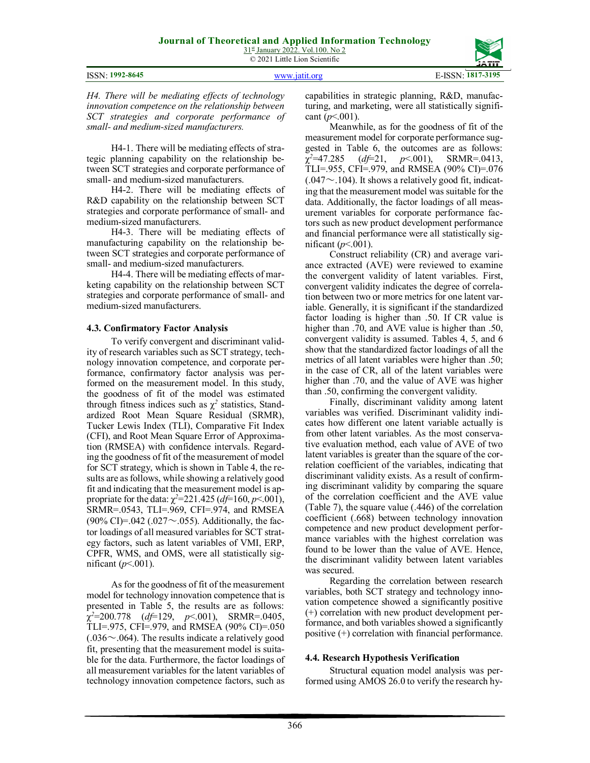*H4. There will be mediating effects of technology innovation competence on the relationship between SCT strategies and corporate performance of small- and medium-sized manufacturers.*

H4-1. There will be mediating effects of strategic planning capability on the relationship between SCT strategies and corporate performance of small- and medium-sized manufacturers.

H4-2. There will be mediating effects of R&D capability on the relationship between SCT strategies and corporate performance of small- and medium-sized manufacturers.

H4-3. There will be mediating effects of manufacturing capability on the relationship between SCT strategies and corporate performance of small- and medium-sized manufacturers.

H4-4. There will be mediating effects of marketing capability on the relationship between SCT strategies and corporate performance of small- and medium-sized manufacturers.

### 4.3. Confirmatory Factor Analysis

To verify convergent and discriminant validity of research variables such as SCT strategy, technology innovation competence, and corporate performance, confirmatory factor analysis was performed on the measurement model. In this study, the goodness of fit of the model was estimated through fitness indices such as $\chi^2$ statistics, Standardized Root Mean Square Residual (SRMR), Tucker Lewis Index (TLI), Comparative Fit Index (CFI), and Root Mean Square Error of Approximation (RMSEA) with confidence intervals. Regarding the goodness of fit of the measurement of model for SCT strategy, which is shown in Table 4, the results are as follows, while showing a relatively good fit and indicating that the measurement model is appropriate for the data: $\chi^2$=221.425 (*df*=160, $p$<.001), SRMR=.0543, TLI=.969, CFI=.974, and RMSEA (90% CI)=.042 (.027～.055). Additionally, the factor loadings of all measured variables for SCT strategy factors, such as latent variables of VMI, ERP, CPFR, WMS, and OMS, were all statistically significant ($p$<.001).

As for the goodness of fit of the measurement model for technology innovation competence that is presented in Table 5, the results are as follows: $\chi^2$=200.778 (*df*=129, $p$<.001), SRMR=.0405, TLI=.975, CFI=.979, and RMSEA (90% CI)=.050 (.036～.064). The results indicate a relatively good fit, presenting that the measurement model is suitable for the data. Furthermore, the factor loadings of all measurement variables for the latent variables of technology innovation competence factors, such as capabilities in strategic planning, R&D, manufacturing, and marketing, were all statistically significant ($p$<.001).

Meanwhile, as for the goodness of fit of the measurement model for corporate performance suggested in Table 6, the outcomes are as follows: $\chi^2$=47.285 (*df*=21, $p$<.001), SRMR=.0413, TLI=.955, CFI=.979, and RMSEA (90% CI)=.076 (.047～.104). It shows a relatively good fit, indicating that the measurement model was suitable for the data. Additionally, the factor loadings of all measurement variables for corporate performance factors such as new product development performance and financial performance were all statistically significant ($p$<.001).

Construct reliability (CR) and average variance extracted (AVE) were reviewed to examine the convergent validity of latent variables. First, convergent validity indicates the degree of correlation between two or more metrics for one latent variable. Generally, it is significant if the standardized factor loading is higher than .50. If CR value is higher than .70, and AVE value is higher than .50, convergent validity is assumed. Tables 4, 5, and 6 show that the standardized factor loadings of all the metrics of all latent variables were higher than .50; in the case of CR, all of the latent variables were higher than .70, and the value of AVE was higher than .50, confirming the convergent validity.

Finally, discriminant validity among latent variables was verified. Discriminant validity indicates how different one latent variable actually is from other latent variables. As the most conservative evaluation method, each value of AVE of two latent variables is greater than the square of the correlation coefficient of the variables, indicating that discriminant validity exists. As a result of confirming discriminant validity by comparing the square of the correlation coefficient and the AVE value (Table 7), the square value (.446) of the correlation coefficient (.668) between technology innovation competence and new product development performance variables with the highest correlation was found to be lower than the value of AVE. Hence, the discriminant validity between latent variables was secured.

Regarding the correlation between research variables, both SCT strategy and technology innovation competence showed a significantly positive (+) correlation with new product development performance, and both variables showed a significantly positive (+) correlation with financial performance.

### 4.4. Research Hypothesis Verification

Structural equation model analysis was performed using AMOS 26.0 to verify the research hy-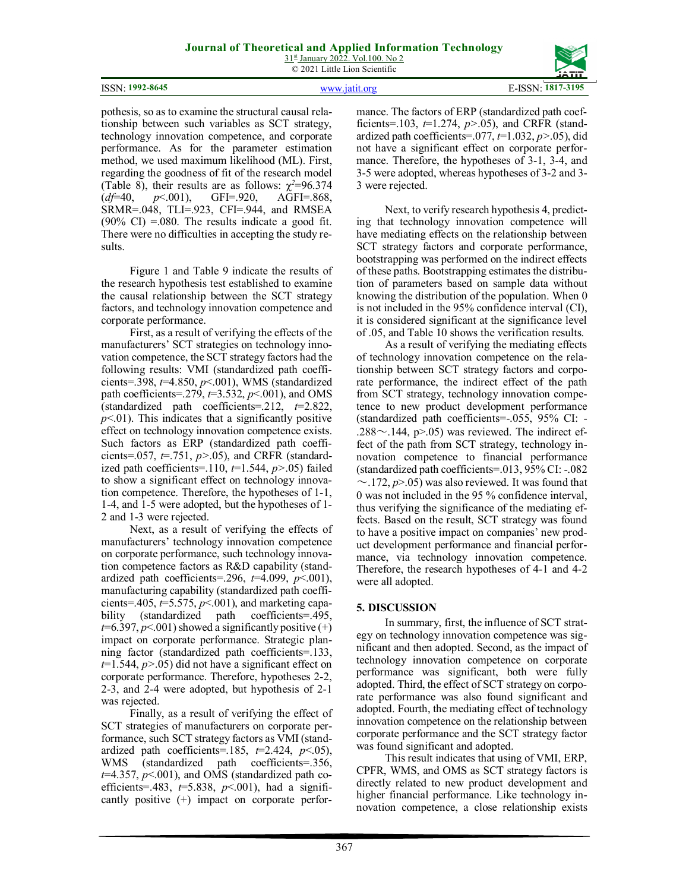pothesis, so as to examine the structural causal relationship between such variables as SCT strategy, technology innovation competence, and corporate performance. As for the parameter estimation method, we used maximum likelihood (ML). First, regarding the goodness of fit of the research model (Table 8), their results are as follows: $\chi^2$=96.374 (*df*=40, *p*<.001), GFI=.920, AGFI=.868, SRMR=.048, TLI=.923, CFI=.944, and RMSEA (90% CI) =.080. The results indicate a good fit. There were no difficulties in accepting the study results.

Figure 1 and Table 9 indicate the results of the research hypothesis test established to examine the causal relationship between the SCT strategy factors, and technology innovation competence and corporate performance.

First, as a result of verifying the effects of the manufacturers' SCT strategies on technology innovation competence, the SCT strategy factors had the following results: VMI (standardized path coefficients=.398, *t*=4.850, *p*<.001), WMS (standardized path coefficients=.279, *t*=3.532, *p*<.001), and OMS (standardized path coefficients=.212, *t*=2.822, *p*<.01). This indicates that a significantly positive effect on technology innovation competence exists. Such factors as ERP (standardized path coefficients=.057, *t*=.751, *p*>.05), and CRFR (standardized path coefficients=.110, *t*=1.544, *p*>.05) failed to show a significant effect on technology innovation competence. Therefore, the hypotheses of 1-1, 1-4, and 1-5 were adopted, but the hypotheses of 1-2 and 1-3 were rejected.

Next, as a result of verifying the effects of manufacturers' technology innovation competence on corporate performance, such technology innovation competence factors as R&D capability (standardized path coefficients=.296, *t*=4.099, *p*<.001), manufacturing capability (standardized path coefficients=.405, *t*=5.575, *p*<.001), and marketing capability (standardized path coefficients=.495, *t*=6.397, *p*<.001) showed a significantly positive (+) impact on corporate performance. Strategic planning factor (standardized path coefficients=.133, *t*=1.544, *p*>.05) did not have a significant effect on corporate performance. Therefore, hypotheses 2-2, 2-3, and 2-4 were adopted, but hypothesis of 2-1 was rejected.

Finally, as a result of verifying the effect of SCT strategies of manufacturers on corporate performance, such SCT strategy factors as VMI (standardized path coefficients=.185, *t*=2.424, *p*<.05), WMS (standardized path coefficients=.356, *t*=4.357, *p*<.001), and OMS (standardized path coefficients=.483, *t*=5.838, *p*<.001), had a significantly positive (+) impact on corporate performance. The factors of ERP (standardized path coefficients=.103, *t*=1.274, *p*>.05), and CRFR (standardized path coefficients=.077, *t*=1.032, *p*>.05), did not have a significant effect on corporate performance. Therefore, the hypotheses of 3-1, 3-4, and 3-5 were adopted, whereas hypotheses of 3-2 and 3-3 were rejected.

Next, to verify research hypothesis 4, predicting that technology innovation competence will have mediating effects on the relationship between SCT strategy factors and corporate performance, bootstrapping was performed on the indirect effects of these paths. Bootstrapping estimates the distribution of parameters based on sample data without knowing the distribution of the population. When 0 is not included in the 95% confidence interval (CI), it is considered significant at the significance level of .05, and Table 10 shows the verification results.

As a result of verifying the mediating effects of technology innovation competence on the relationship between SCT strategy factors and corporate performance, the indirect effect of the path from SCT strategy, technology innovation competence to new product development performance (standardized path coefficients=-.055, 95% CI: -.288～.144, p>.05) was reviewed. The indirect effect of the path from SCT strategy, technology innovation competence to financial performance (standardized path coefficients=.013, 95% CI: -.082～.172, *p*>.05) was also reviewed. It was found that 0 was not included in the 95 % confidence interval, thus verifying the significance of the mediating effects. Based on the result, SCT strategy was found to have a positive impact on companies' new product development performance and financial performance, via technology innovation competence. Therefore, the research hypotheses of 4-1 and 4-2 were all adopted.

## 5. DISCUSSION

In summary, first, the influence of SCT strategy on technology innovation competence was significant and then adopted. Second, as the impact of technology innovation competence on corporate performance was significant, both were fully adopted. Third, the effect of SCT strategy on corporate performance was also found significant and adopted. Fourth, the mediating effect of technology innovation competence on the relationship between corporate performance and the SCT strategy factor was found significant and adopted.

This result indicates that using of VMI, ERP, CPFR, WMS, and OMS as SCT strategy factors is directly related to new product development and higher financial performance. Like technology innovation competence, a close relationship exists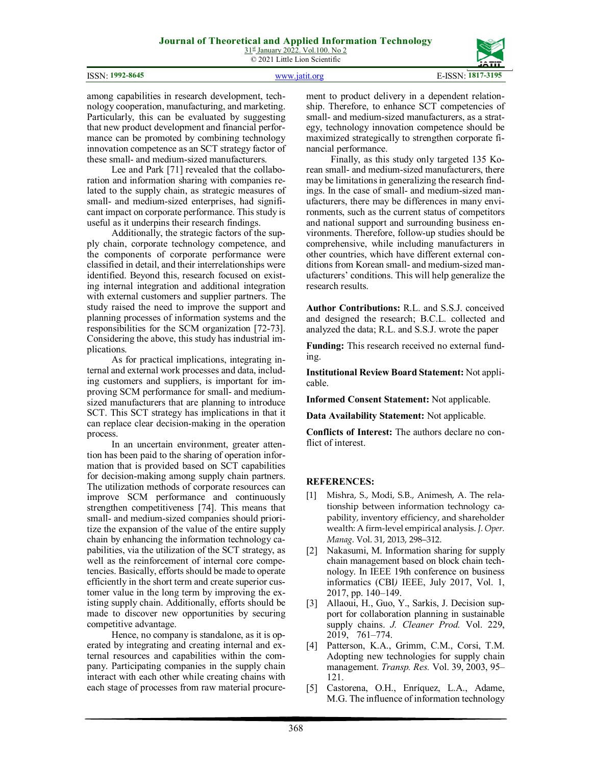among capabilities in research development, technology cooperation, manufacturing, and marketing. Particularly, this can be evaluated by suggesting that new product development and financial performance can be promoted by combining technology innovation competence as an SCT strategy factor of these small- and medium-sized manufacturers.

Lee and Park [71] revealed that the collaboration and information sharing with companies related to the supply chain, as strategic measures of small- and medium-sized enterprises, had significant impact on corporate performance. This study is useful as it underpins their research findings.

Additionally, the strategic factors of the supply chain, corporate technology competence, and the components of corporate performance were classified in detail, and their interrelationships were identified. Beyond this, research focused on existing internal integration and additional integration with external customers and supplier partners. The study raised the need to improve the support and planning processes of information systems and the responsibilities for the SCM organization [72-73]. Considering the above, this study has industrial implications.

As for practical implications, integrating internal and external work processes and data, including customers and suppliers, is important for improving SCM performance for small- and medium-sized manufacturers that are planning to introduce SCT. This SCT strategy has implications in that it can replace clear decision-making in the operation process.

In an uncertain environment, greater attention has been paid to the sharing of operation information that is provided based on SCT capabilities for decision-making among supply chain partners. The utilization methods of corporate resources can improve SCM performance and continuously strengthen competitiveness [74]. This means that small- and medium-sized companies should prioritize the expansion of the value of the entire supply chain by enhancing the information technology capabilities, via the utilization of the SCT strategy, as well as the reinforcement of internal core competencies. Basically, efforts should be made to operate efficiently in the short term and create superior customer value in the long term by improving the existing supply chain. Additionally, efforts should be made to discover new opportunities by securing competitive advantage.

Hence, no company is standalone, as it is operated by integrating and creating internal and external resources and capabilities within the company. Participating companies in the supply chain interact with each other while creating chains with each stage of processes from raw material procurement to product delivery in a dependent relationship. Therefore, to enhance SCT competencies of small- and medium-sized manufacturers, as a strategy, technology innovation competence should be maximized strategically to strengthen corporate financial performance.

Finally, as this study only targeted 135 Korean small- and medium-sized manufacturers, there may be limitations in generalizing the research findings. In the case of small- and medium-sized manufacturers, there may be differences in many environments, such as the current status of competitors and national support and surrounding business environments. Therefore, follow-up studies should be comprehensive, while including manufacturers in other countries, which have different external conditions from Korean small- and medium-sized manufacturers' conditions. This will help generalize the research results.

**Author Contributions:** R.L. and S.S.J. conceived and designed the research; B.C.L. collected and analyzed the data; R.L. and S.S.J. wrote the paper

**Funding:** This research received no external funding.

**Institutional Review Board Statement:** Not applicable.

**Informed Consent Statement:** Not applicable.

**Data Availability Statement:** Not applicable.

**Conflicts of Interest:** The authors declare no conflict of interest.

## REFERENCES:

[1] Mishra, S., Modi, S.B., Animesh, A. The relationship between information technology capability, inventory efficiency, and shareholder wealth: A firm-level empirical analysis. *J. Oper. Manag*. Vol. 31, 2013, 298–312.

[2] Nakasumi, M. Information sharing for supply chain management based on block chain technology. In IEEE 19th conference on business informatics (CBI*)* IEEE, July 2017, Vol. 1, 2017, pp. 140–149.

[3] Allaoui, H., Guo, Y., Sarkis, J. Decision support for collaboration planning in sustainable supply chains. *J. Cleaner Prod.* Vol. 229, 2019, 761–774.

[4] Patterson, K.A., Grimm, C.M., Corsi, T.M. Adopting new technologies for supply chain management. *Transp. Res.* Vol. 39, 2003, 95–121.

[5] Castorena, O.H., Enríquez, L.A., Adame, M.G. The influence of information technology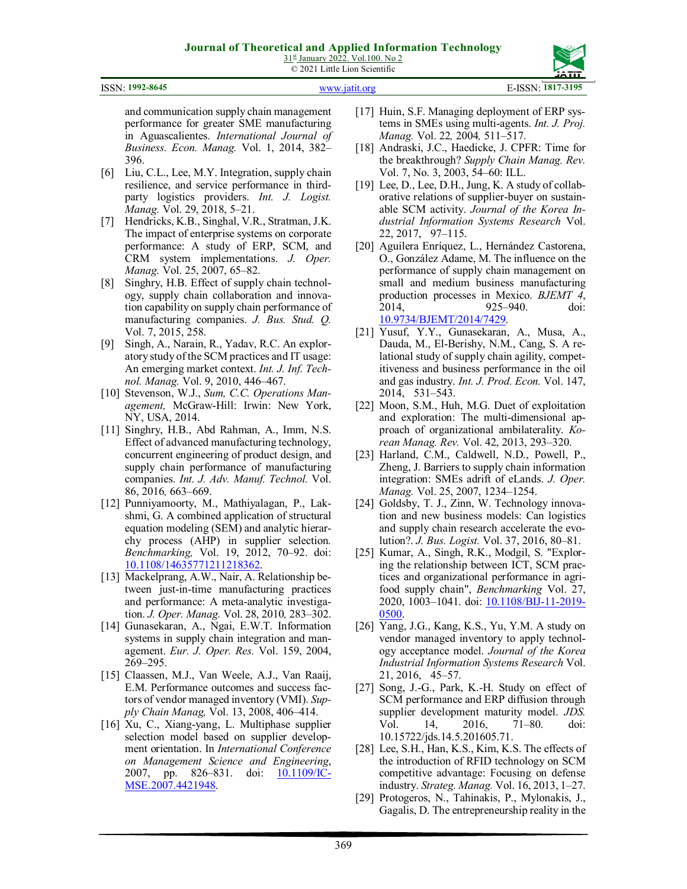and communication supply chain management performance for greater SME manufacturing in Aguascalientes. *International Journal of Business. Econ. Manag.* Vol. 1, 2014, 382–396.

[6] Liu, C.L., Lee, M.Y. Integration, supply chain resilience, and service performance in third-party logistics providers. *Int. J. Logist. Manag.* Vol. 29, 2018, 5–21.

[7] Hendricks, K.B., Singhal, V.R., Stratman, J.K. The impact of enterprise systems on corporate performance: A study of ERP, SCM, and CRM system implementations. *J. Oper. Manag.* Vol. 25, 2007, 65–82.

[8] Singhry, H.B. Effect of supply chain technology, supply chain collaboration and innovation capability on supply chain performance of manufacturing companies. *J. Bus. Stud. Q.* Vol. 7, 2015, 258.

[9] Singh, A., Narain, R., Yadav, R.C. An exploratory study of the SCM practices and IT usage: An emerging market context. *Int. J. Inf. Technol. Manag.* Vol. 9, 2010, 446–467.

[10] Stevenson, W.J., *Sum, C.C. Operations Management,* McGraw-Hill: Irwin: New York, NY, USA, 2014.

[11] Singhry, H.B., Abd Rahman, A., Imm, N.S. Effect of advanced manufacturing technology, concurrent engineering of product design, and supply chain performance of manufacturing companies. *Int. J. Adv. Manuf. Technol.* Vol. 86, 2016*,* 663–669.

[12] Punniyamoorty, M., Mathiyalagan, P., Lakshmi, G. A combined application of structural equation modeling (SEM) and analytic hierarchy process (AHP) in supplier selection*. Benchmarking,* Vol. 19, 2012, 70–92. doi: 10.1108/14635771211218362.

[13] Mackelprang, A.W., Nair, A. Relationship between just-in-time manufacturing practices and performance: A meta-analytic investigation. *J. Oper. Manag.* Vol. 28, 2010*,* 283–302.

[14] Gunasekaran, A., Ngai, E.W.T. Information systems in supply chain integration and management. *Eur. J. Oper. Res.* Vol. 159, 2004, 269–295.

[15] Claassen, M.J., Van Weele, A.J., Van Raaij, E.M. Performance outcomes and success factors of vendor managed inventory (VMI). *Supply Chain Manag,* Vol. 13, 2008, 406–414.

[16] Xu, C., Xiang-yang, L. Multiphase supplier selection model based on supplier development orientation. In *International Conference on Management Science and Engineering*, 2007, pp. 826–831. doi: 10.1109/ICMSE.2007.4421948.

[17] Huin, S.F. Managing deployment of ERP systems in SMEs using multi-agents. *Int. J. Proj. Manag.* Vol. 22*,* 2004*,* 511–517.

[18] Andraski, J.C., Haedicke, J. CPFR: Time for the breakthrough? *Supply Chain Manag. Rev.* Vol. 7, No. 3, 2003, 54–60: ILL.

[19] Lee, D., Lee, D.H., Jung, K. A study of collaborative relations of supplier-buyer on sustainable SCM activity. *Journal of the Korea Industrial Information Systems Research* Vol. 22, 2017, 97–115.

[20] Aguilera Enríquez, L., Hernández Castorena, O., González Adame, M. The influence on the performance of supply chain management on small and medium business manufacturing production processes in Mexico. *BJEMT 4*, 2014, 925–940. doi: 10.9734/BJEMT/2014/7429.

[21] Yusuf, Y.Y., Gunasekaran, A., Musa, A., Dauda, M., El-Berishy, N.M., Cang, S. A relational study of supply chain agility, competitiveness and business performance in the oil and gas industry. *Int. J. Prod. Econ.* Vol. 147, 2014, 531–543.

[22] Moon, S.M., Huh, M.G. Duet of exploitation and exploration: The multi-dimensional approach of organizational ambilaterality. *Korean Manag. Rev.* Vol. 42, 2013, 293–320.

[23] Harland, C.M., Caldwell, N.D., Powell, P., Zheng, J. Barriers to supply chain information integration: SMEs adrift of eLands. *J. Oper. Manag.* Vol. 25, 2007, 1234–1254.

[24] Goldsby, T. J., Zinn, W. Technology innovation and new business models: Can logistics and supply chain research accelerate the evolution?. *J. Bus. Logist.* Vol. 37, 2016, 80–81.

[25] Kumar, A., Singh, R.K., Modgil, S. "Exploring the relationship between ICT, SCM practices and organizational performance in agri-food supply chain", *Benchmarking* Vol. 27, 2020, 1003–1041. doi: 10.1108/BIJ-11-2019-0500.

[26] Yang, J.G., Kang, K.S., Yu, Y.M. A study on vendor managed inventory to apply technology acceptance model. *Journal of the Korea Industrial Information Systems Research* Vol. 21, 2016, 45–57.

[27] Song, J.-G., Park, K.-H. Study on effect of SCM performance and ERP diffusion through supplier development maturity model. *JDS.* Vol. 14, 2016, 71–80. doi: 10.15722/jds.14.5.201605.71.

[28] Lee, S.H., Han, K.S., Kim, K.S. The effects of the introduction of RFID technology on SCM competitive advantage: Focusing on defense industry. *Strateg. Manag.* Vol. 16, 2013, 1–27.

[29] Protogeros, N., Tahinakis, P., Mylonakis, J., Gagalis, D. The entrepreneurship reality in the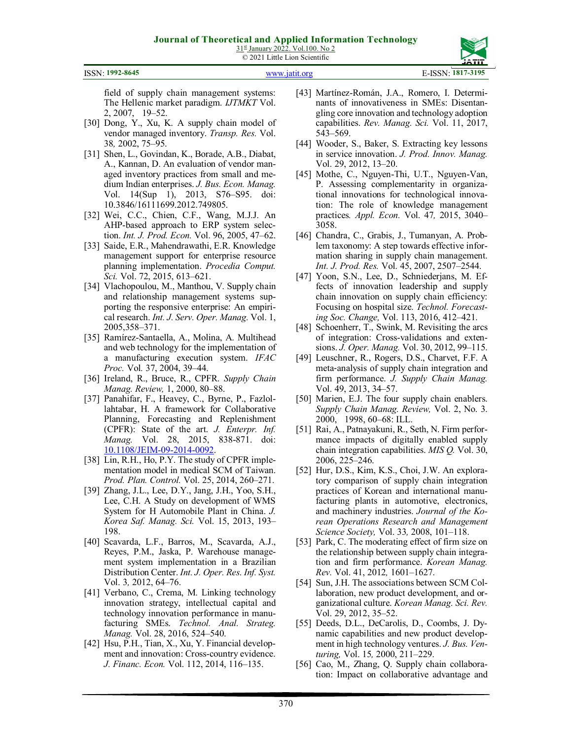field of supply chain management systems: The Hellenic market paradigm. *IJTMKT* Vol. 2, 2007, 19–52.

[30] Dong, Y., Xu, K. A supply chain model of vendor managed inventory. *Transp. Res.* Vol. 38*,* 2002, 75–95.

[31] Shen, L., Govindan, K., Borade, A.B., Diabat, A., Kannan, D. An evaluation of vendor managed inventory practices from small and medium Indian enterprises. *J. Bus. Econ. Manag.* Vol. 14(Sup 1), 2013, S76–S95. doi: 10.3846/16111699.2012.749805.

[32] Wei, C.C., Chien, C.F., Wang, M.J.J. An AHP-based approach to ERP system selection. *Int. J. Prod. Econ.* Vol. 96, 2005, 47–62.

[33] Saide, E.R., Mahendrawathi, E.R. Knowledge management support for enterprise resource planning implementation. *Procedia Comput. Sci.* Vol. 72, 2015, 613–621.

[34] Vlachopoulou, M., Manthou, V. Supply chain and relationship management systems supporting the responsive enterprise: An empirical research. *Int. J. Serv. Oper. Manag.* Vol. 1, 2005,358–371.

[35] Ramírez-Santaella, A., Molina, A. Multihead and web technology for the implementation of a manufacturing execution system. *IFAC Proc.* Vol*.* 37, 2004, 39–44.

[36] Ireland, R., Bruce, R., CPFR. *Supply Chain Manag. Review,* 1, 2000, 80–88.

[37] Panahifar, F., Heavey, C., Byrne, P., Fazlollahtabar, H. A framework for Collaborative Planning, Forecasting and Replenishment (CPFR): State of the art. *J. Enterpr. Inf. Manag.* Vol. 28, 2015, 838-871. doi: 10.1108/JEIM-09-2014-0092.

[38] Lin, R.H., Ho, P.Y. The study of CPFR implementation model in medical SCM of Taiwan. *Prod. Plan. Control.* Vol. 25, 2014, 260–271.

[39] Zhang, J.L., Lee, D.Y., Jang, J.H., Yoo, S.H., Lee, C.H. A Study on development of WMS System for H Automobile Plant in China. *J. Korea Saf. Manag. Sci.* Vol. 15, 2013, 193–198.

[40] Scavarda, L.F., Barros, M., Scavarda, A.J., Reyes, P.M., Jaska, P. Warehouse management system implementation in a Brazilian Distribution Center. *Int. J. Oper. Res. Inf. Syst.* Vol. 3*,* 2012, 64–76.

[41] Verbano, C., Crema, M. Linking technology innovation strategy, intellectual capital and technology innovation performance in manufacturing SMEs. *Technol. Anal. Strateg. Manag.* Vol. 28, 2016, 524–540.

[42] Hsu, P.H., Tian, X., Xu, Y. Financial development and innovation: Cross-country evidence. *J. Financ. Econ.* Vol. 112, 2014, 116–135.

[43] Martínez-Román, J.A., Romero, I. Determinants of innovativeness in SMEs: Disentangling core innovation and technology adoption capabilities. *Rev. Manag. Sci.* Vol. 11, 2017, 543–569.

[44] Wooder, S., Baker, S. Extracting key lessons in service innovation. *J. Prod. Innov. Manag.* Vol. 29, 2012, 13–20.

[45] Mothe, C., Nguyen-Thi, U.T., Nguyen-Van, P. Assessing complementarity in organizational innovations for technological innovation: The role of knowledge management practices*. Appl. Econ.* Vol. 47*,* 2015, 3040–3058.

[46] Chandra, C., Grabis, J., Tumanyan, A. Problem taxonomy: A step towards effective information sharing in supply chain management. *Int. J. Prod. Res.* Vol. 45, 2007, 2507–2544.

[47] Yoon, S.N., Lee, D., Schniederjans, M. Effects of innovation leadership and supply chain innovation on supply chain efficiency: Focusing on hospital size. *Technol. Forecasting Soc. Change,* Vol. 113, 2016, 412–421.

[48] Schoenherr, T., Swink, M. Revisiting the arcs of integration: Cross-validations and extensions. *J. Oper. Manag.* Vol. 30, 2012, 99–115.

[49] Leuschner, R., Rogers, D.S., Charvet, F.F. A meta-analysis of supply chain integration and firm performance. *J. Supply Chain Manag.* Vol. 49, 2013, 34–57.

[50] Marien, E.J. The four supply chain enablers. *Supply Chain Manag. Review,* Vol. 2, No. 3. 2000, 1998, 60–68: ILL.

[51] Rai, A., Patnayakuni, R., Seth, N. Firm performance impacts of digitally enabled supply chain integration capabilities. *MIS Q.* Vol. 30, 2006, 225–246.

[52] Hur, D.S., Kim, K.S., Choi, J.W. An exploratory comparison of supply chain integration practices of Korean and international manufacturing plants in automotive, electronics, and machinery industries. *Journal of the Korean Operations Research and Management Science Society,* Vol. 33*,* 2008, 101–118.

[53] Park, C. The moderating effect of firm size on the relationship between supply chain integration and firm performance. *Korean Manag. Rev.* Vol. 41, 2012*,* 1601–1627.

[54] Sun, J.H. The associations between SCM Collaboration, new product development, and organizational culture. *Korean Manag. Sci. Rev.* Vol. 29, 2012, 35–52.

[55] Deeds, D.L., DeCarolis, D., Coombs, J. Dynamic capabilities and new product development in high technology ventures. *J. Bus. Venturing,* Vol. 15*,* 2000, 211–229.

[56] Cao, M., Zhang, Q. Supply chain collaboration: Impact on collaborative advantage and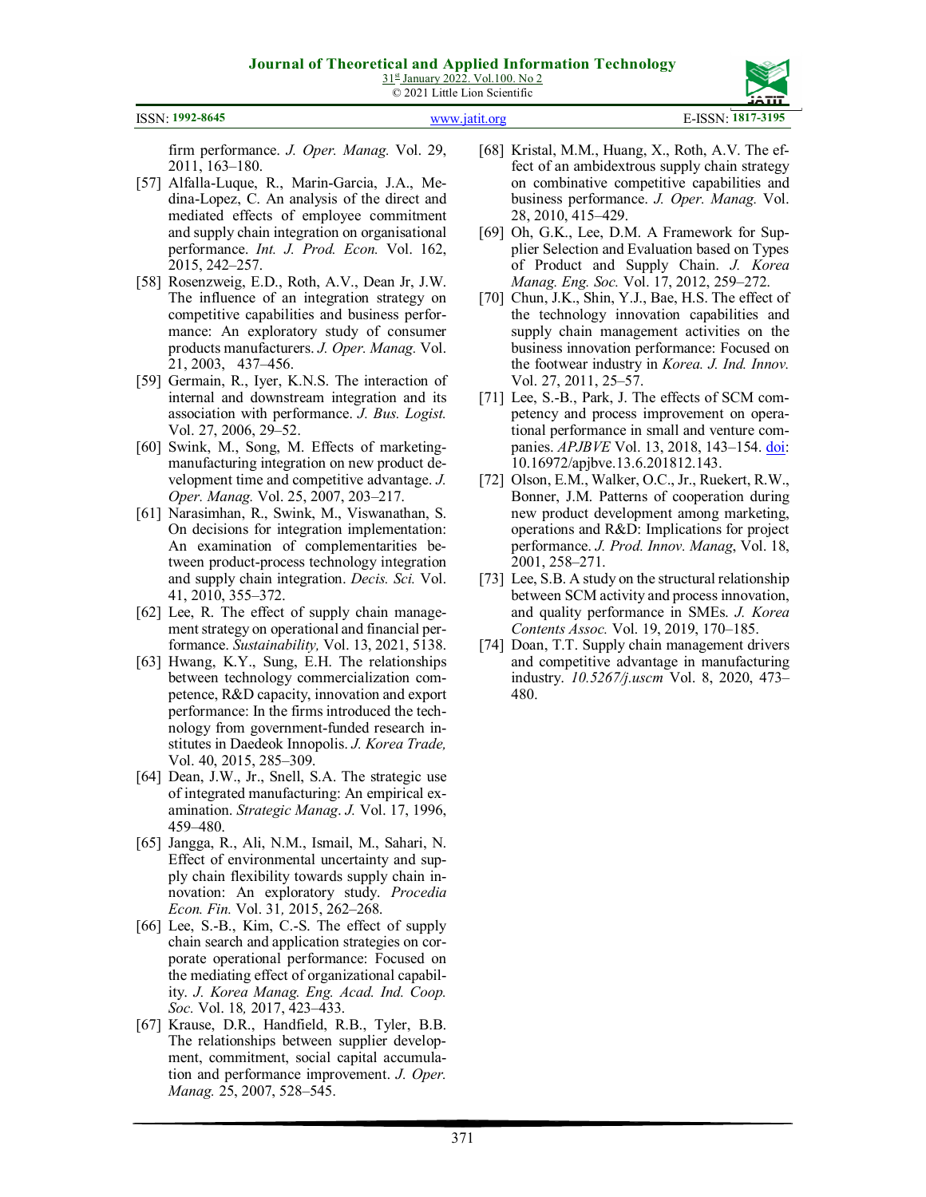firm performance. *J. Oper. Manag.* Vol. 29, 2011, 163–180.

[57] Alfalla-Luque, R., Marin-Garcia, J.A., Medina-Lopez, C. An analysis of the direct and mediated effects of employee commitment and supply chain integration on organisational performance. *Int. J. Prod. Econ.* Vol. 162, 2015, 242–257.

[58] Rosenzweig, E.D., Roth, A.V., Dean Jr, J.W. The influence of an integration strategy on competitive capabilities and business performance: An exploratory study of consumer products manufacturers. *J. Oper. Manag.* Vol. 21, 2003, 437–456.

[59] Germain, R., Iyer, K.N.S. The interaction of internal and downstream integration and its association with performance. *J. Bus. Logist.* Vol. 27, 2006, 29–52.

[60] Swink, M., Song, M. Effects of marketing-manufacturing integration on new product development time and competitive advantage. *J. Oper. Manag.* Vol. 25, 2007, 203–217.

[61] Narasimhan, R., Swink, M., Viswanathan, S. On decisions for integration implementation: An examination of complementarities between product-process technology integration and supply chain integration. *Decis. Sci.* Vol. 41, 2010, 355–372.

[62] Lee, R. The effect of supply chain management strategy on operational and financial performance. *Sustainability,* Vol. 13, 2021, 5138.

[63] Hwang, K.Y., Sung, E.H. The relationships between technology commercialization competence, R&D capacity, innovation and export performance: In the firms introduced the technology from government-funded research institutes in Daedeok Innopolis. *J. Korea Trade,* Vol. 40, 2015, 285–309.

[64] Dean, J.W., Jr., Snell, S.A. The strategic use of integrated manufacturing: An empirical examination. *Strategic Manag. J.* Vol. 17, 1996, 459–480.

[65] Jangga, R., Ali, N.M., Ismail, M., Sahari, N. Effect of environmental uncertainty and supply chain flexibility towards supply chain innovation: An exploratory study. *Procedia Econ. Fin.* Vol. 31*,* 2015, 262–268.

[66] Lee, S.-B., Kim, C.-S. The effect of supply chain search and application strategies on corporate operational performance: Focused on the mediating effect of organizational capability. *J. Korea Manag. Eng. Acad. Ind. Coop. Soc.* Vol. 18*,* 2017, 423–433.

[67] Krause, D.R., Handfield, R.B., Tyler, B.B. The relationships between supplier development, commitment, social capital accumulation and performance improvement. *J. Oper. Manag.* 25, 2007, 528–545.

[68] Kristal, M.M., Huang, X., Roth, A.V. The effect of an ambidextrous supply chain strategy on combinative competitive capabilities and business performance. *J. Oper. Manag.* Vol. 28, 2010, 415–429.

[69] Oh, G.K., Lee, D.M. A Framework for Supplier Selection and Evaluation based on Types of Product and Supply Chain. *J. Korea Manag. Eng. Soc.* Vol. 17, 2012, 259–272.

[70] Chun, J.K., Shin, Y.J., Bae, H.S. The effect of the technology innovation capabilities and supply chain management activities on the business innovation performance: Focused on the footwear industry in *Korea. J. Ind. Innov.* Vol. 27, 2011, 25–57.

[71] Lee, S.-B., Park, J. The effects of SCM competency and process improvement on operational performance in small and venture companies. *APJBVE* Vol. 13, 2018, 143–154. doi: 10.16972/apjbve.13.6.201812.143.

[72] Olson, E.M., Walker, O.C., Jr., Ruekert, R.W., Bonner, J.M. Patterns of cooperation during new product development among marketing, operations and R&D: Implications for project performance. *J. Prod. Innov. Manag*, Vol. 18, 2001, 258–271.

[73] Lee, S.B. A study on the structural relationship between SCM activity and process innovation, and quality performance in SMEs. *J. Korea Contents Assoc.* Vol. 19, 2019, 170–185.

[74] Doan, T.T. Supply chain management drivers and competitive advantage in manufacturing industry. *10.5267/j.uscm* Vol. 8, 2020, 473–480.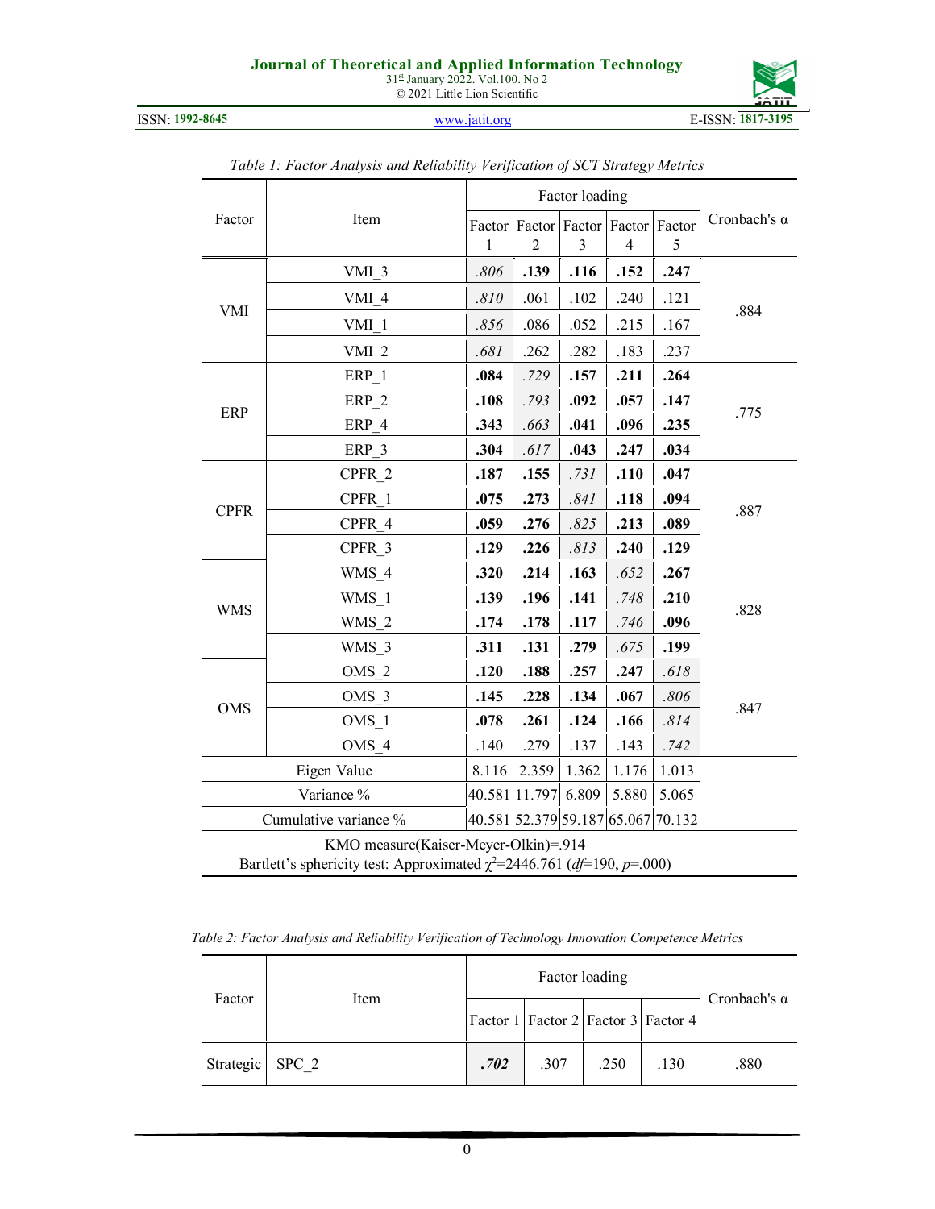*Table 1: Factor Analysis and Reliability Verification of SCT Strategy Metrics*

| Factor | Item | Factor loading | | | | | Cronbach's α |
|---|---|---|---|---|---|---|---|
| | | Factor 1 | Factor 2 | Factor 3 | Factor 4 | Factor 5 | |
| VMI | VMI_3 | *.806* | **.139** | **.116** | **.152** | **.247** | .884 |
| | VMI_4 | *.810* | .061 | .102 | .240 | .121 | |
| | VMI_1 | *.856* | .086 | .052 | .215 | .167 | |
| | VMI_2 | *.681* | .262 | .282 | .183 | .237 | |
| ERP | ERP_1 | **.084** | *.729* | **.157** | **.211** | **.264** | .775 |
| | ERP_2 | **.108** | *.793* | **.092** | **.057** | **.147** | |
| | ERP_4 | **.343** | *.663* | **.041** | **.096** | **.235** | |
| | ERP_3 | **.304** | *.617* | **.043** | **.247** | **.034** | |
| CPFR | CPFR_2 | **.187** | **.155** | *.731* | **.110** | **.047** | .887 |
| | CPFR_1 | **.075** | **.273** | *.841* | **.118** | **.094** | |
| | CPFR_4 | **.059** | **.276** | *.825* | **.213** | **.089** | |
| | CPFR_3 | **.129** | **.226** | *.813* | **.240** | **.129** | |
| WMS | WMS_4 | **.320** | **.214** | **.163** | *.652* | **.267** | .828 |
| | WMS_1 | **.139** | **.196** | **.141** | *.748* | **.210** | |
| | WMS_2 | **.174** | **.178** | **.117** | *.746* | **.096** | |
| | WMS_3 | **.311** | **.131** | **.279** | *.675* | **.199** | |
| OMS | OMS_2 | **.120** | **.188** | **.257** | **.247** | *.618* | .847 |
| | OMS_3 | **.145** | **.228** | **.134** | **.067** | *.806* | |
| | OMS_1 | **.078** | **.261** | **.124** | **.166** | *.814* | |
| | OMS_4 | .140 | .279 | .137 | .143 | *.742* | |
| Eigen Value | | 8.116 | 2.359 | 1.362 | 1.176 | 1.013 | |
| Variance % | | 40.581 | 11.797 | 6.809 | 5.880 | 5.065 | |
| Cumulative variance % | | 40.581 | 52.379 | 59.187 | 65.067 | 70.132 | |
| KMO measure(Kaiser-Meyer-Olkin)=.914<br>Bartlett's sphericity test: Approximated $\chi^2$=2446.761 (*df*=190, *p*=.000) | | | | | | | |

*Table 2: Factor Analysis and Reliability Verification of Technology Innovation Competence Metrics*

| Factor | Item | Factor loading | | | | Cronbach's α |
|---|---|---|---|---|---|---|
| | | Factor 1 | Factor 2 | Factor 3 | Factor 4 | |
| Strategic | SPC_2 | ***.702*** | .307 | .250 | .130 | .880 |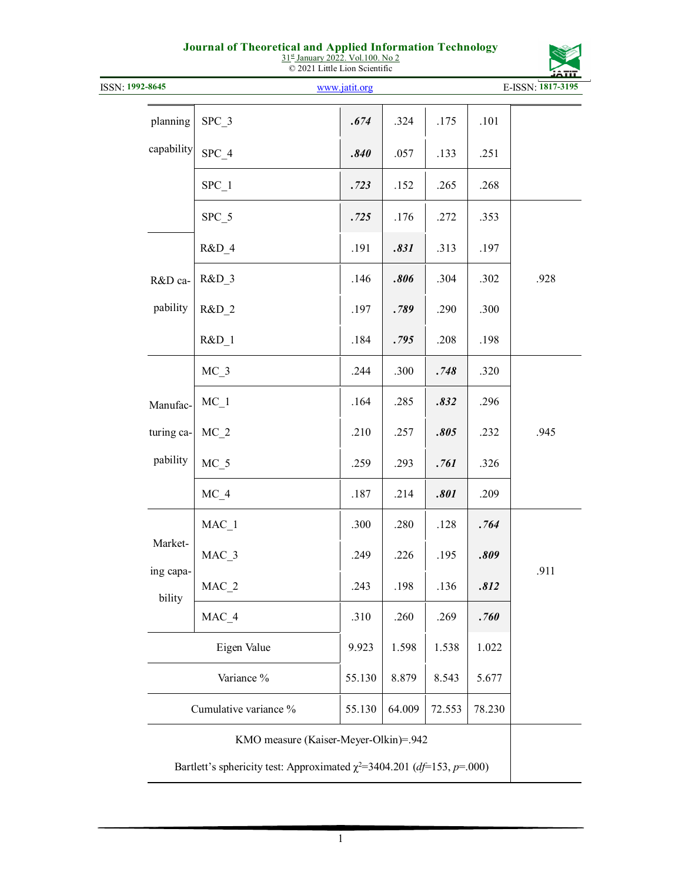| | | | | | | |
|---|---|---|---|---|---|---|
| planning capability | SPC_3 | ***.674*** | .324 | .175 | .101 | |
| | SPC_4 | ***.840*** | .057 | .133 | .251 | |
| | SPC_1 | ***.723*** | .152 | .265 | .268 | |
| | SPC_5 | ***.725*** | .176 | .272 | .353 | |
| R&D capability | R&D_4 | .191 | ***.831*** | .313 | .197 | .928 |
| | R&D_3 | .146 | ***.806*** | .304 | .302 | |
| | R&D_2 | .197 | ***.789*** | .290 | .300 | |
| | R&D_1 | .184 | ***.795*** | .208 | .198 | |
| Manufacturing capability | MC_3 | .244 | .300 | ***.748*** | .320 | .945 |
| | MC_1 | .164 | .285 | ***.832*** | .296 | |
| | MC_2 | .210 | .257 | ***.805*** | .232 | |
| | MC_5 | .259 | .293 | ***.761*** | .326 | |
| | MC_4 | .187 | .214 | ***.801*** | .209 | |
| Marketing capability | MAC_1 | .300 | .280 | .128 | ***.764*** | .911 |
| | MAC_3 | .249 | .226 | .195 | ***.809*** | |
| | MAC_2 | .243 | .198 | .136 | ***.812*** | |
| | MAC_4 | .310 | .260 | .269 | ***.760*** | |
| Eigen Value | | 9.923 | 1.598 | 1.538 | 1.022 | |
| Variance % | | 55.130 | 8.879 | 8.543 | 5.677 | |
| Cumulative variance % | | 55.130 | 64.009 | 72.553 | 78.230 | |
| KMO measure (Kaiser-Meyer-Olkin)=.942 | | | | | | |
| Bartlett's sphericity test: Approximated $\chi^2$=3404.201 (*df*=153, *p*=.000) | | | | | | |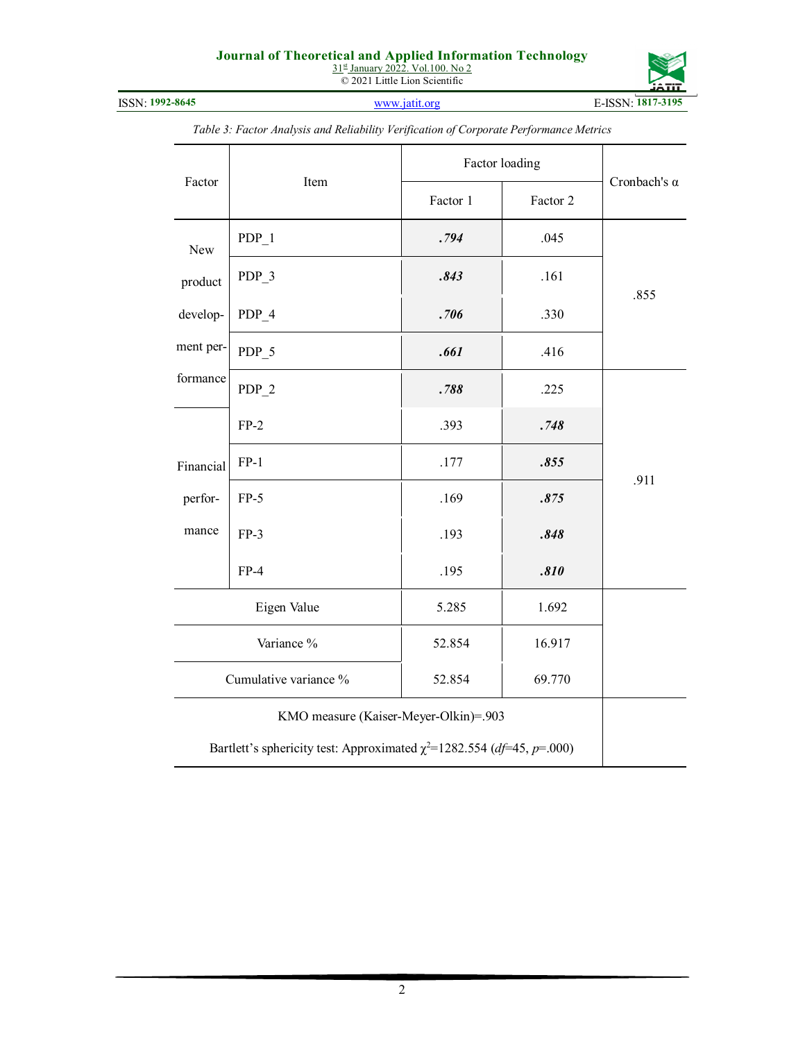*Table 3: Factor Analysis and Reliability Verification of Corporate Performance Metrics*

| Factor | Item | Factor loading | | Cronbach's α |
|---|---|---|---|---|
| | | Factor 1 | Factor 2 | |
| New product development performance | PDP_1 | ***.794*** | .045 | .855 |
| | PDP_3 | ***.843*** | .161 | |
| | PDP_4 | ***.706*** | .330 | |
| | PDP_5 | ***.661*** | .416 | |
| | PDP_2 | ***.788*** | .225 | .911 |
| Financial performance | FP-2 | .393 | ***.748*** | |
| | FP-1 | .177 | ***.855*** | |
| | FP-5 | .169 | ***.875*** | |
| | FP-3 | .193 | ***.848*** | |
| | FP-4 | .195 | ***.810*** | |
| Eigen Value | | 5.285 | 1.692 | |
| Variance % | | 52.854 | 16.917 | |
| Cumulative variance % | | 52.854 | 69.770 | |
| KMO measure (Kaiser-Meyer-Olkin)=.903 | | | | |
| Bartlett's sphericity test: Approximated $\chi^2$=1282.554 (*df*=45, *p*=.000) | | | | |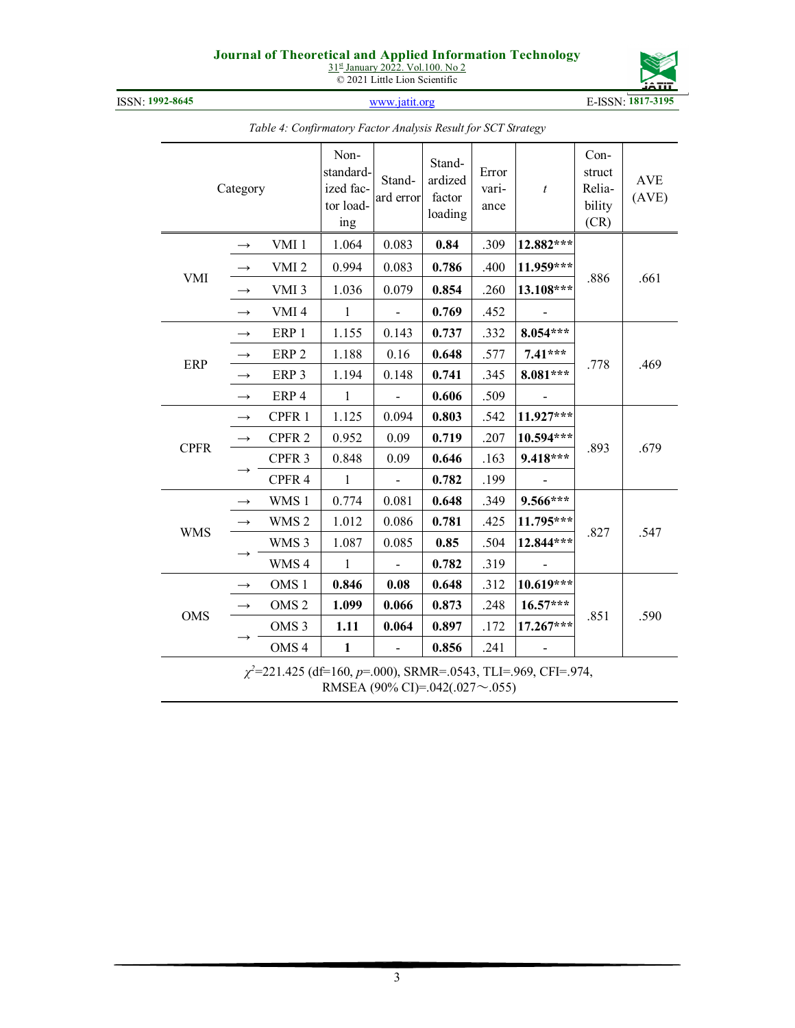*Table 4: Confirmatory Factor Analysis Result for SCT Strategy*

| Category | | | Non-standardized factor loading | Standard error | Standardized factor loading | Error variance | $t$ | Construct Reliability (CR) | AVE (AVE) |
|---|---|---|---|---|---|---|---|---|---|
| VMI | → | VMI 1 | 1.064 | 0.083 | **0.84** | .309 | **12.882*****| .886 | .661 |
| | → | VMI 2 | 0.994 | 0.083 | **0.786** | .400 | **11.959***** | | |
| | → | VMI 3 | 1.036 | 0.079 | **0.854** | .260 | **13.108***** | | |
| | → | VMI 4 | 1 | - | **0.769** | .452 | - | | |
| ERP | → | ERP 1 | 1.155 | 0.143 | **0.737** | .332 | **8.054*****| .778 | .469 |
| | → | ERP 2 | 1.188 | 0.16 | **0.648** | .577 | **7.41***** | | |
| | → | ERP 3 | 1.194 | 0.148 | **0.741** | .345 | **8.081***** | | |
| | → | ERP 4 | 1 | - | **0.606** | .509 | - | | |
| CPFR | → | CPFR 1 | 1.125 | 0.094 | **0.803** | .542 | **11.927*****| .893 | .679 |
| | → | CPFR 2 | 0.952 | 0.09 | **0.719** | .207 | **10.594***** | | |
| | → | CPFR 3 | 0.848 | 0.09 | **0.646** | .163 | **9.418***** | | |
| | | CPFR 4 | 1 | - | **0.782** | .199 | - | | |
| WMS | → | WMS 1 | 0.774 | 0.081 | **0.648** | .349 | **9.566***** | .827 | .547 |
| | → | WMS 2 | 1.012 | 0.086 | **0.781** | .425 | **11.795***** | | |
| | → | WMS 3 | 1.087 | 0.085 | **0.85** | .504 | **12.844***** | | |
| | | WMS 4 | 1 | - | **0.782** | .319 | - | | |
| OMS | → | OMS 1 | **0.846** | **0.08** | **0.648** | .312 | **10.619***** | .851 | .590 |
| | → | OMS 2 | **1.099** | **0.066** | **0.873** | .248 | **16.57***** | | |
| | → | OMS 3 | **1.11** | **0.064** | **0.897** | .172 | **17.267***** | | |
| | | OMS 4 | **1** | - | **0.856** | .241 | - | | |

$\chi^2$=221.425 (df=160, $p$=.000), SRMR=.0543, TLI=.969, CFI=.974, RMSEA (90% CI)=.042(.027～.055)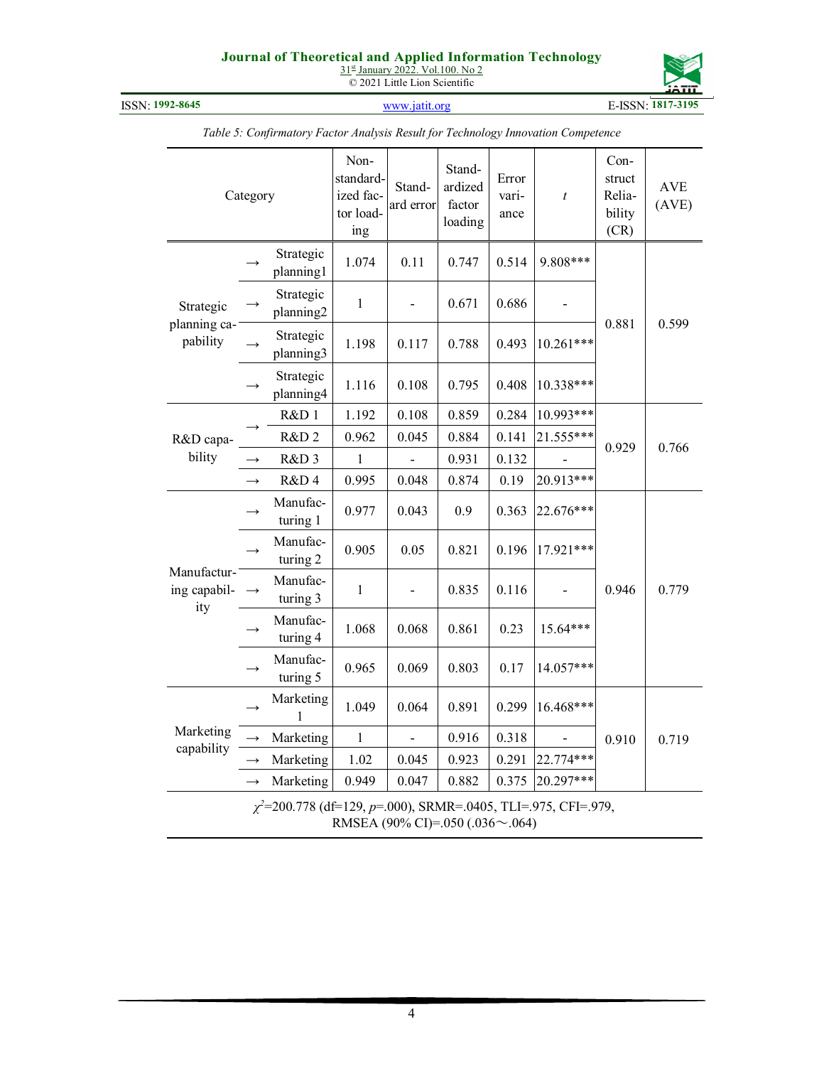*Table 5: Confirmatory Factor Analysis Result for Technology Innovation Competence*

| Category | | | Non-standardized factor loading | Standard error | Standardized factor loading | Error variance | *t* | Construct Reliability (CR) | AVE (AVE) |
|---|---|---|---|---|---|---|---|---|---|
| Strategic planning capability | → | Strategic planning1 | 1.074 | 0.11 | 0.747 | 0.514 | 9.808*** | 0.881 | 0.599 |
| | → | Strategic planning2 | 1 | - | 0.671 | 0.686 | - | | |
| | → | Strategic planning3 | 1.198 | 0.117 | 0.788 | 0.493 | 10.261*** | | |
| | → | Strategic planning4 | 1.116 | 0.108 | 0.795 | 0.408 | 10.338*** | | |
| R&D capability | → | R&D 1 | 1.192 | 0.108 | 0.859 | 0.284 | 10.993*** | 0.929 | 0.766 |
| | | R&D 2 | 0.962 | 0.045 | 0.884 | 0.141 | 21.555*** | | |
| | → | R&D 3 | 1 | - | 0.931 | 0.132 | - | | |
| | → | R&D 4 | 0.995 | 0.048 | 0.874 | 0.19 | 20.913*** | | |
| Manufacturing capability | → | Manufacturing 1 | 0.977 | 0.043 | 0.9 | 0.363 | 22.676*** | 0.946 | 0.779 |
| | → | Manufacturing 2 | 0.905 | 0.05 | 0.821 | 0.196 | 17.921*** | | |
| | → | Manufacturing 3 | 1 | - | 0.835 | 0.116 | - | | |
| | → | Manufacturing 4 | 1.068 | 0.068 | 0.861 | 0.23 | 15.64*** | | |
| | → | Manufacturing 5 | 0.965 | 0.069 | 0.803 | 0.17 | 14.057*** | | |
| Marketing capability | → | Marketing 1 | 1.049 | 0.064 | 0.891 | 0.299 | 16.468*** | 0.910 | 0.719 |
| | → | Marketing | 1 | - | 0.916 | 0.318 | - | | |
| | → | Marketing | 1.02 | 0.045 | 0.923 | 0.291 | 22.774*** | | |
| | → | Marketing | 0.949 | 0.047 | 0.882 | 0.375 | 20.297*** | | |

$\chi^2$=200.778 (df=129, $p$=.000), SRMR=.0405, TLI=.975, CFI=.979, RMSEA (90% CI)=.050 (.036～.064)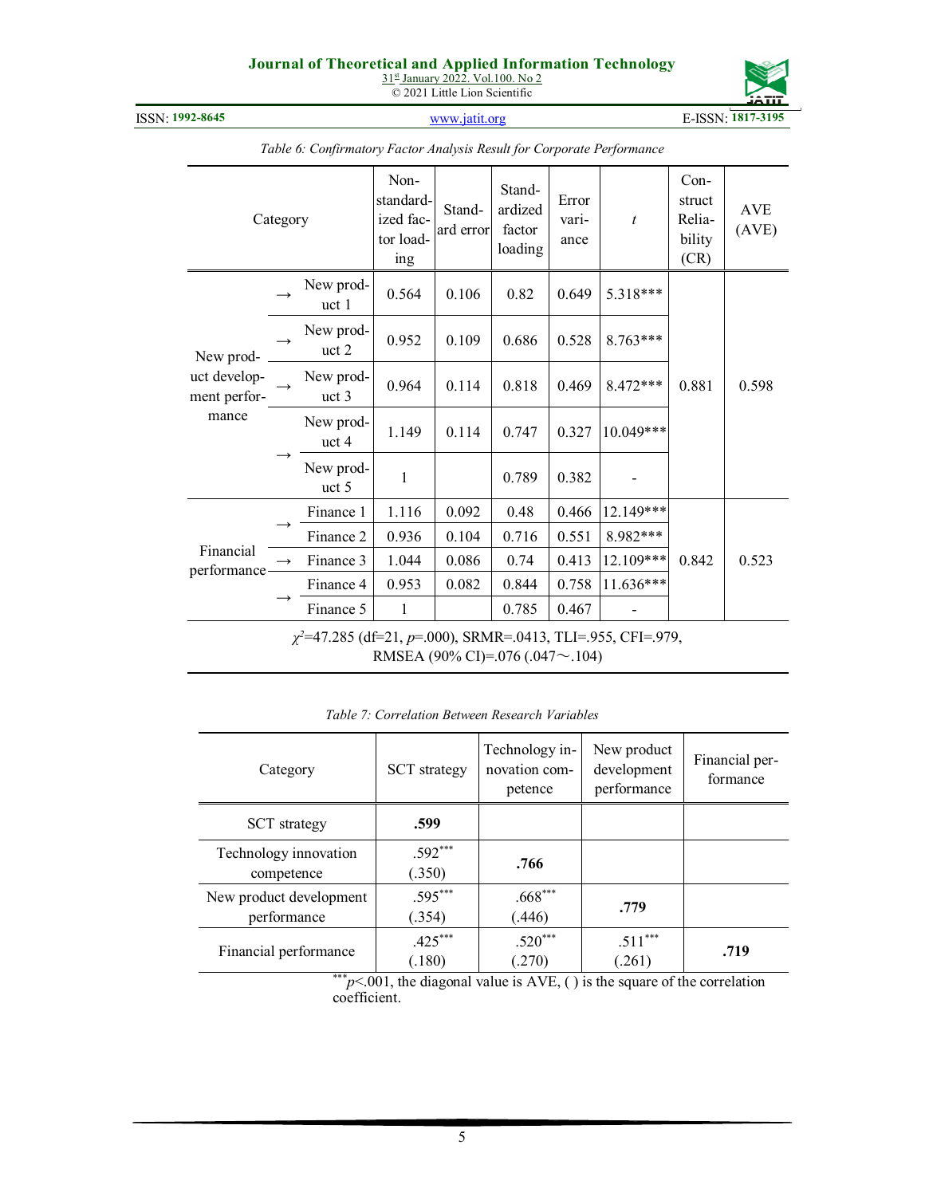*Table 6: Confirmatory Factor Analysis Result for Corporate Performance*

| Category | | Non-standardized factor loading | Standard error | Standardized factor loading | Error variance | $t$ | Construct Reliability (CR) | AVE (AVE) |
|---|---|---|---|---|---|---|---|---|
| New product development performance | → New product 1 | 0.564 | 0.106 | 0.82 | 0.649 | 5.318*** | 0.881 | 0.598 |
| | → New product 2 | 0.952 | 0.109 | 0.686 | 0.528 | 8.763*** | | |
| | → New product 3 | 0.964 | 0.114 | 0.818 | 0.469 | 8.472*** | | |
| | → New product 4 | 1.149 | 0.114 | 0.747 | 0.327 | 10.049*** | | |
| | → New product 5 | 1 | | 0.789 | 0.382 | - | | |
| Financial performance | → Finance 1 | 1.116 | 0.092 | 0.48 | 0.466 | 12.149*** | 0.842 | 0.523 |
| | → Finance 2 | 0.936 | 0.104 | 0.716 | 0.551 | 8.982*** | | |
| | → Finance 3 | 1.044 | 0.086 | 0.74 | 0.413 | 12.109*** | | |
| | → Finance 4 | 0.953 | 0.082 | 0.844 | 0.758 | 11.636*** | | |
| | → Finance 5 | 1 | | 0.785 | 0.467 | - | | |

$\chi^2$=47.285 (df=21, $p$=.000), SRMR=.0413, TLI=.955, CFI=.979, RMSEA (90% CI)=.076 (.047～.104)

*Table 7: Correlation Between Research Variables*

| Category | SCT strategy | Technology innovation competence | New product development performance | Financial performance |
|---|---|---|---|---|
| SCT strategy | **.599** | | | |
| Technology innovation competence | .592*** (.350) | **.766** | | |
| New product development performance | .595*** (.354) | .668*** (.446) | **.779** | |
| Financial performance | .425*** (.180) | .520*** (.270) | .511*** (.261) | **.719** |

***$p$<.001, the diagonal value is AVE, ( ) is the square of the correlation coefficient.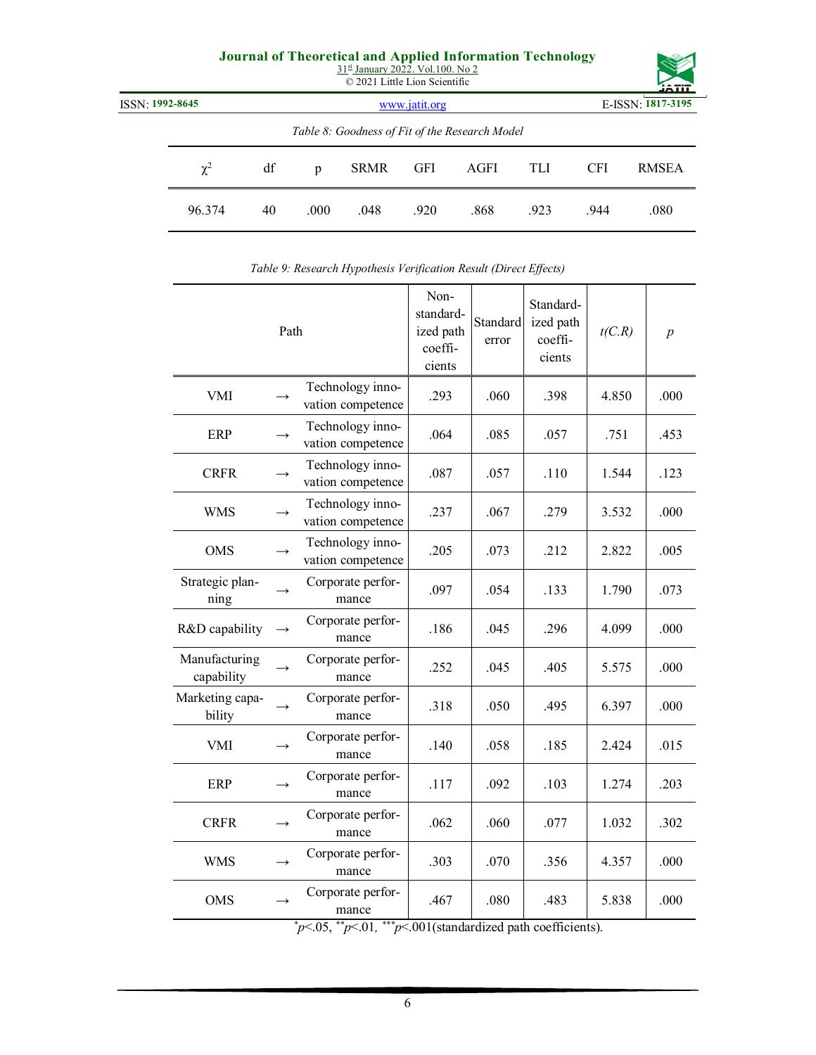Table 8: *Goodness of Fit of the Research Model*

| $\chi^2$ | df | p | SRMR | GFI | AGFI | TLI | CFI | RMSEA |
|---|---|---|---|---|---|---|---|---|
| 96.374 | 40 | .000 | .048 | .920 | .868 | .923 | .944 | .080 |

Table 9: *Research Hypothesis Verification Result (Direct Effects)*

| Path | | | Non-standardized path coefficients | Standard error | Standardized path coefficients | *t(C.R)* | *p* |
|---|---|---|---|---|---|---|---|
| VMI | → | Technology innovation competence | .293 | .060 | .398 | 4.850 | .000 |
| ERP | → | Technology innovation competence | .064 | .085 | .057 | .751 | .453 |
| CRFR | → | Technology innovation competence | .087 | .057 | .110 | 1.544 | .123 |
| WMS | → | Technology innovation competence | .237 | .067 | .279 | 3.532 | .000 |
| OMS | → | Technology innovation competence | .205 | .073 | .212 | 2.822 | .005 |
| Strategic planning | → | Corporate performance | .097 | .054 | .133 | 1.790 | .073 |
| R&D capability | → | Corporate performance | .186 | .045 | .296 | 4.099 | .000 |
| Manufacturing capability | → | Corporate performance | .252 | .045 | .405 | 5.575 | .000 |
| Marketing capability | → | Corporate performance | .318 | .050 | .495 | 6.397 | .000 |
| VMI | → | Corporate performance | .140 | .058 | .185 | 2.424 | .015 |
| ERP | → | Corporate performance | .117 | .092 | .103 | 1.274 | .203 |
| CRFR | → | Corporate performance | .062 | .060 | .077 | 1.032 | .302 |
| WMS | → | Corporate performance | .303 | .070 | .356 | 4.357 | .000 |
| OMS | → | Corporate performance | .467 | .080 | .483 | 5.838 | .000 |

\*$p<.05$, \*\*$p<.01$, \*\*\*$p<.001$(standardized path coefficients).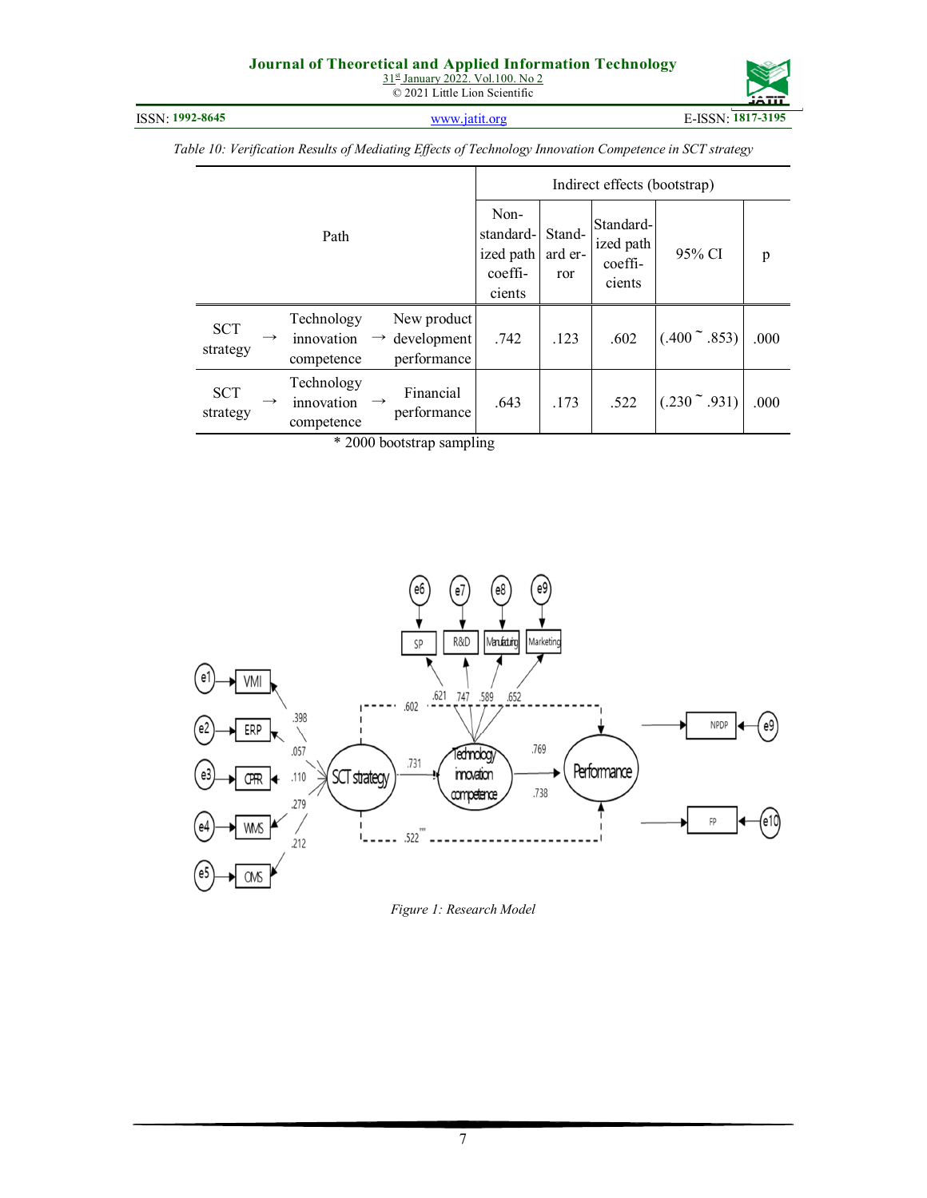*Table 10: Verification Results of Mediating Effects of Technology Innovation Competence in SCT strategy*

| Path | | | | | Indirect effects (bootstrap) | | | | |
|---|---|---|---|---|---|---|---|---|---|
| | | | | | Non-standardized path coefficients | Standard error | Standardized path coefficients | 95% CI | p |
| SCT strategy | → | Technology innovation competence | → | New product development performance | .742 | .123 | .602 | (.400 ~ .853) | .000 |
| SCT strategy | → | Technology innovation competence | → | Financial performance | .643 | .173 | .522 | (.230 ~ .931) | .000 |

\* 2000 bootstrap sampling

e6
e7
e8
e9
SP
R&D
Manufacturing
Marketing
e1
VMI
e2
ERP
e3
CPFR
e4
WMS
e5
OMS
.398
.057
.110
.279
.212
SCT strategy
.731
Technology innovation competence
.621
.747
.589
.652
.602
.769
.738
.522
Performance
NPDP
e9
FP
e10

*Figure 1: Research Model*